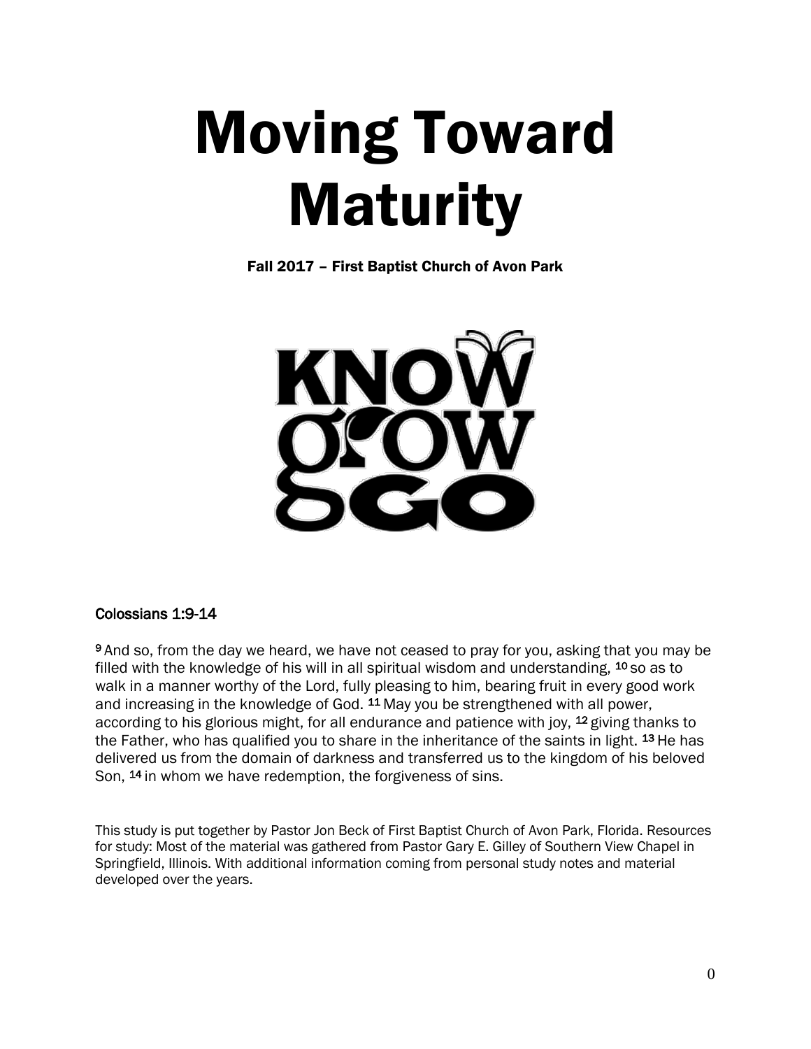# Moving Toward Maturity

**Fall 2017 – First Baptist Church of Avon Park**

KNOW grow GO

**Colossians 1:9-14**

[9] And so, from the day we heard, we have not ceased to pray for you, asking that you may be filled with the knowledge of his will in all spiritual wisdom and understanding, [10] so as to walk in a manner worthy of the Lord, fully pleasing to him, bearing fruit in every good work and increasing in the knowledge of God. [11] May you be strengthened with all power, according to his glorious might, for all endurance and patience with joy, [12] giving thanks to the Father, who has qualified you to share in the inheritance of the saints in light. [13] He has delivered us from the domain of darkness and transferred us to the kingdom of his beloved Son, [14] in whom we have redemption, the forgiveness of sins.

This study is put together by Pastor Jon Beck of First Baptist Church of Avon Park, Florida. Resources for study: Most of the material was gathered from Pastor Gary E. Gilley of Southern View Chapel in Springfield, Illinois. With additional information coming from personal study notes and material developed over the years.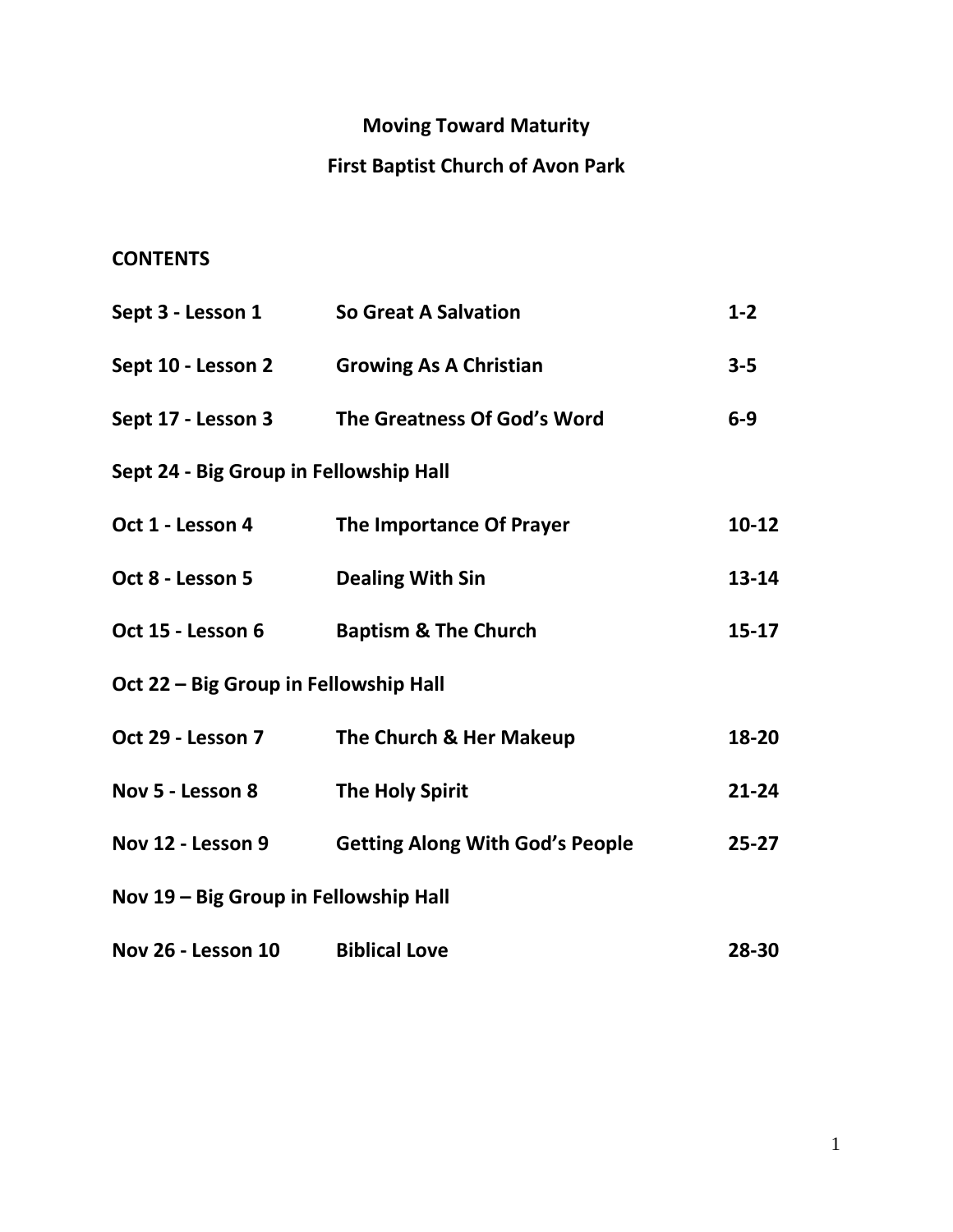# Moving Toward Maturity

## First Baptist Church of Avon Park

**CONTENTS**

| | | |
|---|---|---|
| **Sept 3 - Lesson 1** | **So Great A Salvation** | **1-2** |
| **Sept 10 - Lesson 2** | **Growing As A Christian** | **3-5** |
| **Sept 17 - Lesson 3** | **The Greatness Of God's Word** | **6-9** |
| **Sept 24 - Big Group in Fellowship Hall** | | |
| **Oct 1 - Lesson 4** | **The Importance Of Prayer** | **10-12** |
| **Oct 8 - Lesson 5** | **Dealing With Sin** | **13-14** |
| **Oct 15 - Lesson 6** | **Baptism & The Church** | **15-17** |
| **Oct 22 – Big Group in Fellowship Hall** | | |
| **Oct 29 - Lesson 7** | **The Church & Her Makeup** | **18-20** |
| **Nov 5 - Lesson 8** | **The Holy Spirit** | **21-24** |
| **Nov 12 - Lesson 9** | **Getting Along With God's People** | **25-27** |
| **Nov 19 – Big Group in Fellowship Hall** | | |
| **Nov 26 - Lesson 10** | **Biblical Love** | **28-30** |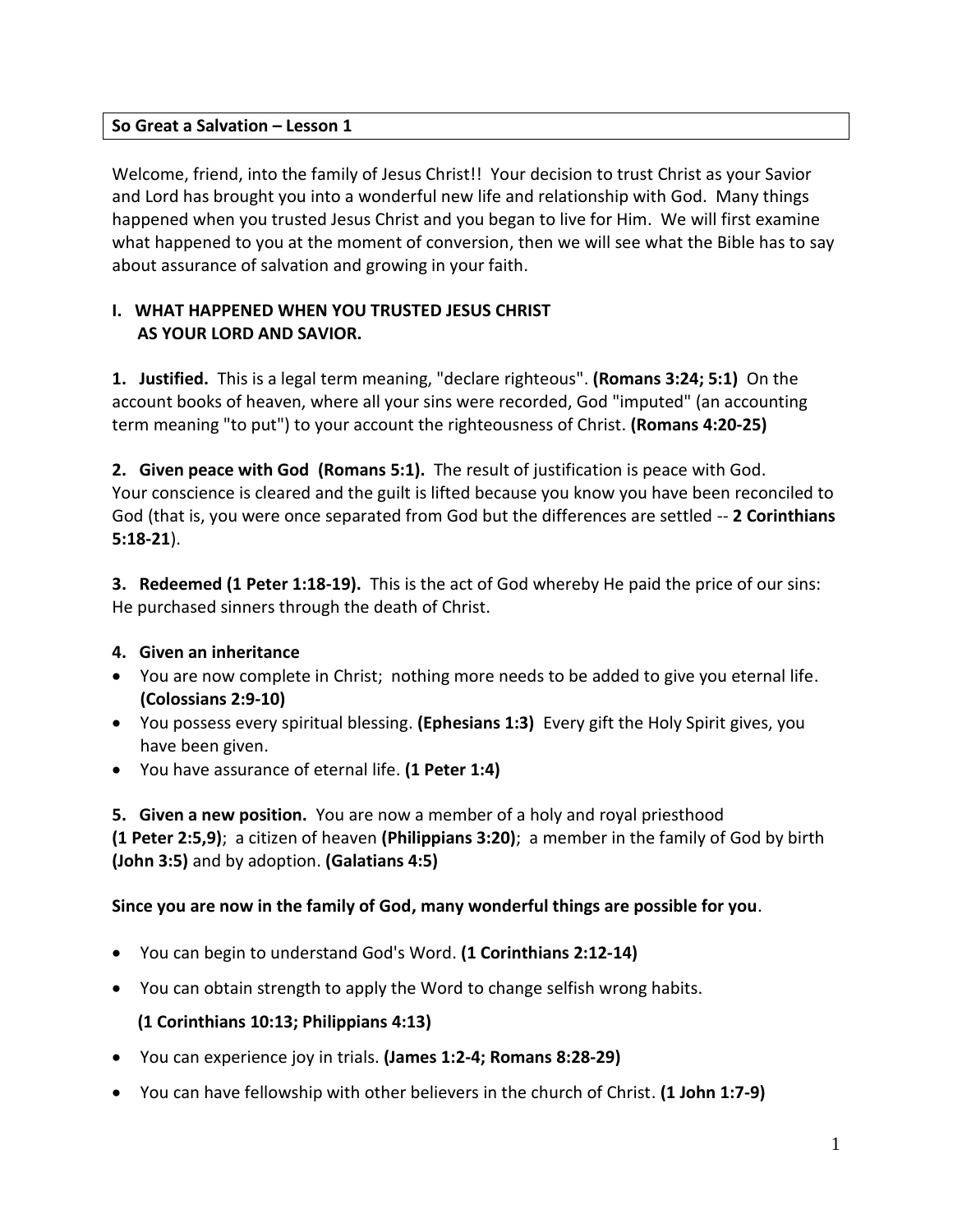**So Great a Salvation – Lesson 1**

Welcome, friend, into the family of Jesus Christ!! Your decision to trust Christ as your Savior and Lord has brought you into a wonderful new life and relationship with God. Many things happened when you trusted Jesus Christ and you began to live for Him. We will first examine what happened to you at the moment of conversion, then we will see what the Bible has to say about assurance of salvation and growing in your faith.

## I. WHAT HAPPENED WHEN YOU TRUSTED JESUS CHRIST AS YOUR LORD AND SAVIOR.

**1. Justified.** This is a legal term meaning, "declare righteous". **(Romans 3:24; 5:1)** On the account books of heaven, where all your sins were recorded, God "imputed" (an accounting term meaning "to put") to your account the righteousness of Christ. **(Romans 4:20-25)**

**2. Given peace with God (Romans 5:1).** The result of justification is peace with God. Your conscience is cleared and the guilt is lifted because you know you have been reconciled to God (that is, you were once separated from God but the differences are settled -- **2 Corinthians 5:18-21**).

**3. Redeemed (1 Peter 1:18-19).** This is the act of God whereby He paid the price of our sins: He purchased sinners through the death of Christ.

**4. Given an inheritance**

- You are now complete in Christ; nothing more needs to be added to give you eternal life. **(Colossians 2:9-10)**
- You possess every spiritual blessing. **(Ephesians 1:3)** Every gift the Holy Spirit gives, you have been given.
- You have assurance of eternal life. **(1 Peter 1:4)**

**5. Given a new position.** You are now a member of a holy and royal priesthood **(1 Peter 2:5,9)**; a citizen of heaven **(Philippians 3:20)**; a member in the family of God by birth **(John 3:5)** and by adoption. **(Galatians 4:5)**

**Since you are now in the family of God, many wonderful things are possible for you**.

- You can begin to understand God's Word. **(1 Corinthians 2:12-14)**
- You can obtain strength to apply the Word to change selfish wrong habits.

  **(1 Corinthians 10:13; Philippians 4:13)**
- You can experience joy in trials. **(James 1:2-4; Romans 8:28-29)**
- You can have fellowship with other believers in the church of Christ. **(1 John 1:7-9)**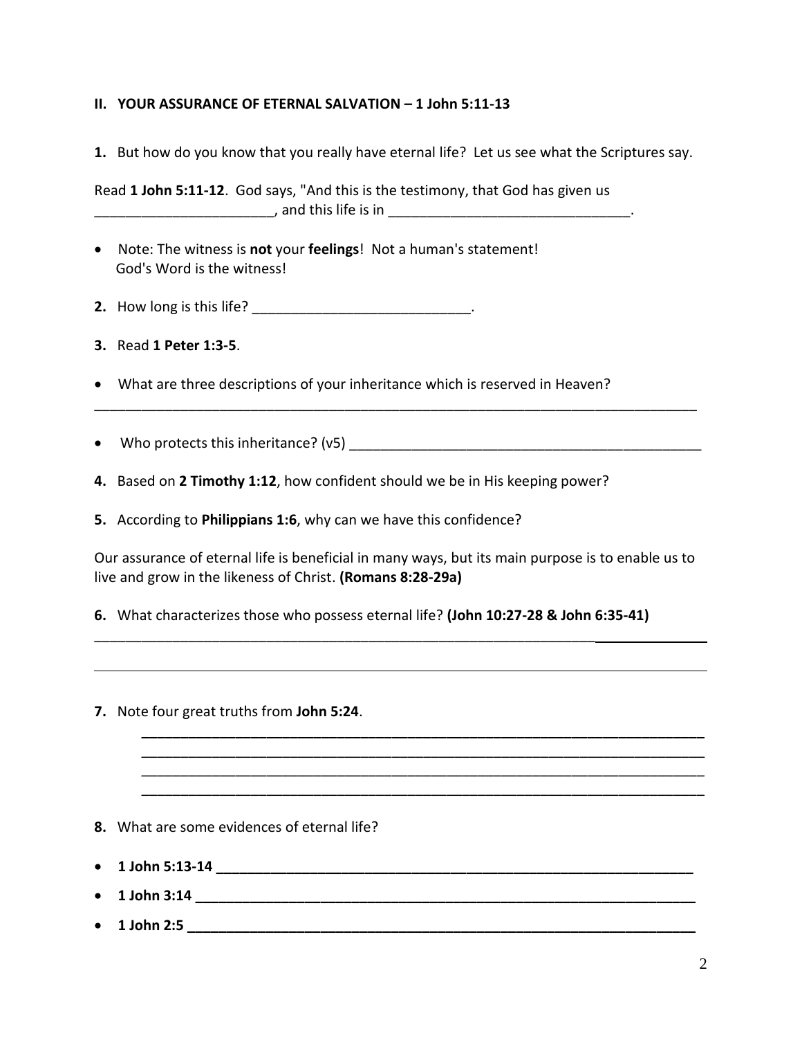**II. YOUR ASSURANCE OF ETERNAL SALVATION – 1 John 5:11-13**

**1.** But how do you know that you really have eternal life? Let us see what the Scriptures say.

Read **1 John 5:11-12**. God says, "And this is the testimony, that God has given us _______________________, and this life is in _______________________________.

- Note: The witness is **not** your **feelings**! Not a human's statement! God's Word is the witness!

**2.** How long is this life? ____________________________.

**3.** Read **1 Peter 1:3-5**.

- What are three descriptions of your inheritance which is reserved in Heaven?

_______________________________________________________________________________

- Who protects this inheritance? (v5) _______________________________________________

**4.** Based on **2 Timothy 1:12**, how confident should we be in His keeping power?

**5.** According to **Philippians 1:6**, why can we have this confidence?

Our assurance of eternal life is beneficial in many ways, but its main purpose is to enable us to live and grow in the likeness of Christ. **(Romans 8:28-29a)**

**6.** What characterizes those who possess eternal life? **(John 10:27-28 & John 6:35-41)**

_______________________________________________________________________________

_______________________________________________________________________________

**7.** Note four great truths from **John 5:24**.

_______________________________________________________________________________
_______________________________________________________________________________
_______________________________________________________________________________
_______________________________________________________________________________

**8.** What are some evidences of eternal life?

- **1 John 5:13-14 _______________________________________________________________**
- **1 John 3:14 _________________________________________________________________**
- **1 John 2:5 __________________________________________________________________**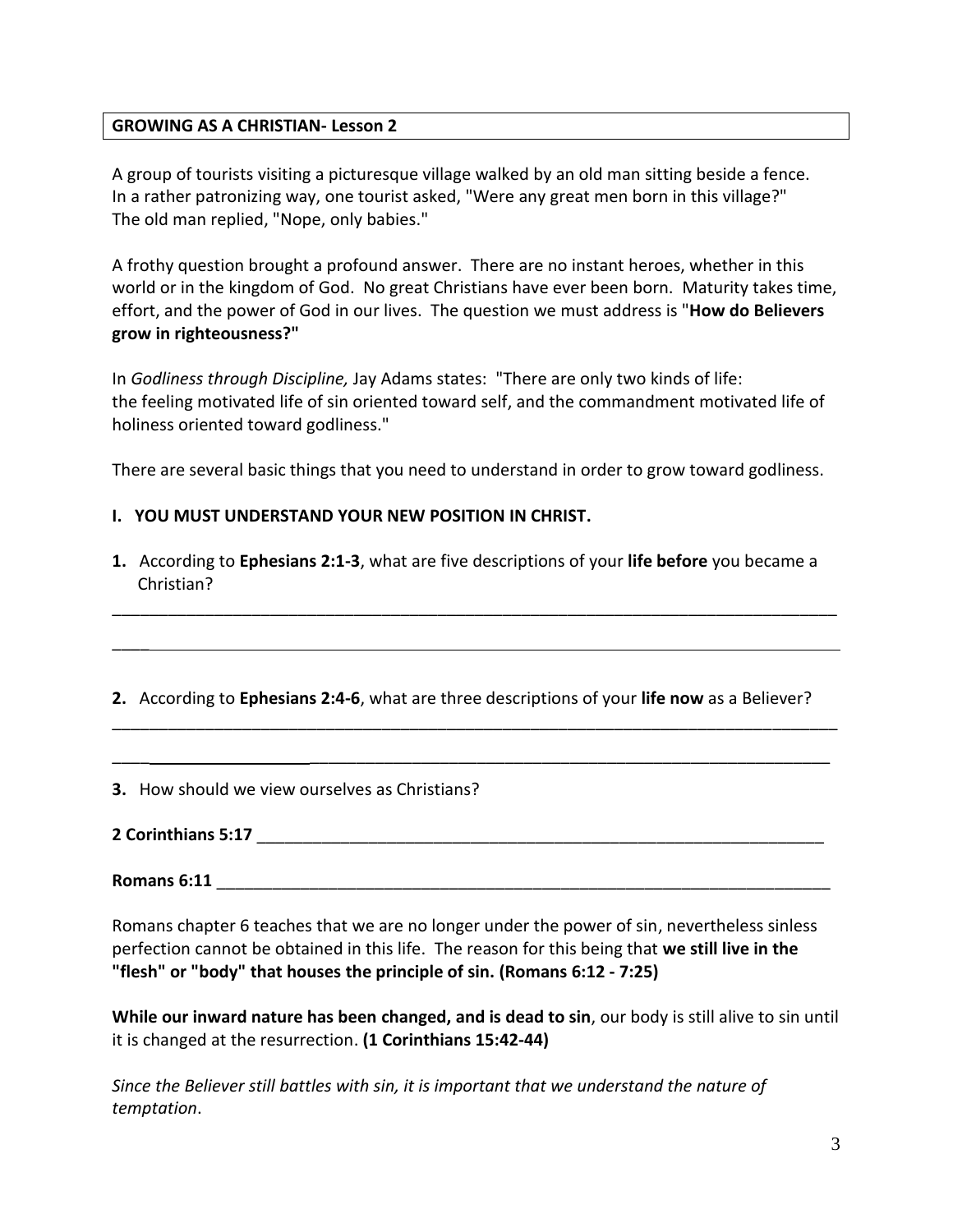**GROWING AS A CHRISTIAN- Lesson 2**

A group of tourists visiting a picturesque village walked by an old man sitting beside a fence. In a rather patronizing way, one tourist asked, "Were any great men born in this village?" The old man replied, "Nope, only babies."

A frothy question brought a profound answer. There are no instant heroes, whether in this world or in the kingdom of God. No great Christians have ever been born. Maturity takes time, effort, and the power of God in our lives. The question we must address is "**How do Believers grow in righteousness?"**

In *Godliness through Discipline,* Jay Adams states: "There are only two kinds of life: the feeling motivated life of sin oriented toward self, and the commandment motivated life of holiness oriented toward godliness."

There are several basic things that you need to understand in order to grow toward godliness.

**I. YOU MUST UNDERSTAND YOUR NEW POSITION IN CHRIST.**

**1.** According to **Ephesians 2:1-3**, what are five descriptions of your **life before** you became a Christian?

________________________________________________________________________________

________________________________________________________________________________

**2.** According to **Ephesians 2:4-6**, what are three descriptions of your **life now** as a Believer?

________________________________________________________________________________

________________________________________________________________________________

**3.** How should we view ourselves as Christians?

**2 Corinthians 5:17** ________________________________________________________________

**Romans 6:11** ____________________________________________________________________

Romans chapter 6 teaches that we are no longer under the power of sin, nevertheless sinless perfection cannot be obtained in this life. The reason for this being that **we still live in the "flesh" or "body" that houses the principle of sin. (Romans 6:12 - 7:25)**

**While our inward nature has been changed, and is dead to sin**, our body is still alive to sin until it is changed at the resurrection. **(1 Corinthians 15:42-44)**

*Since the Believer still battles with sin, it is important that we understand the nature of temptation*.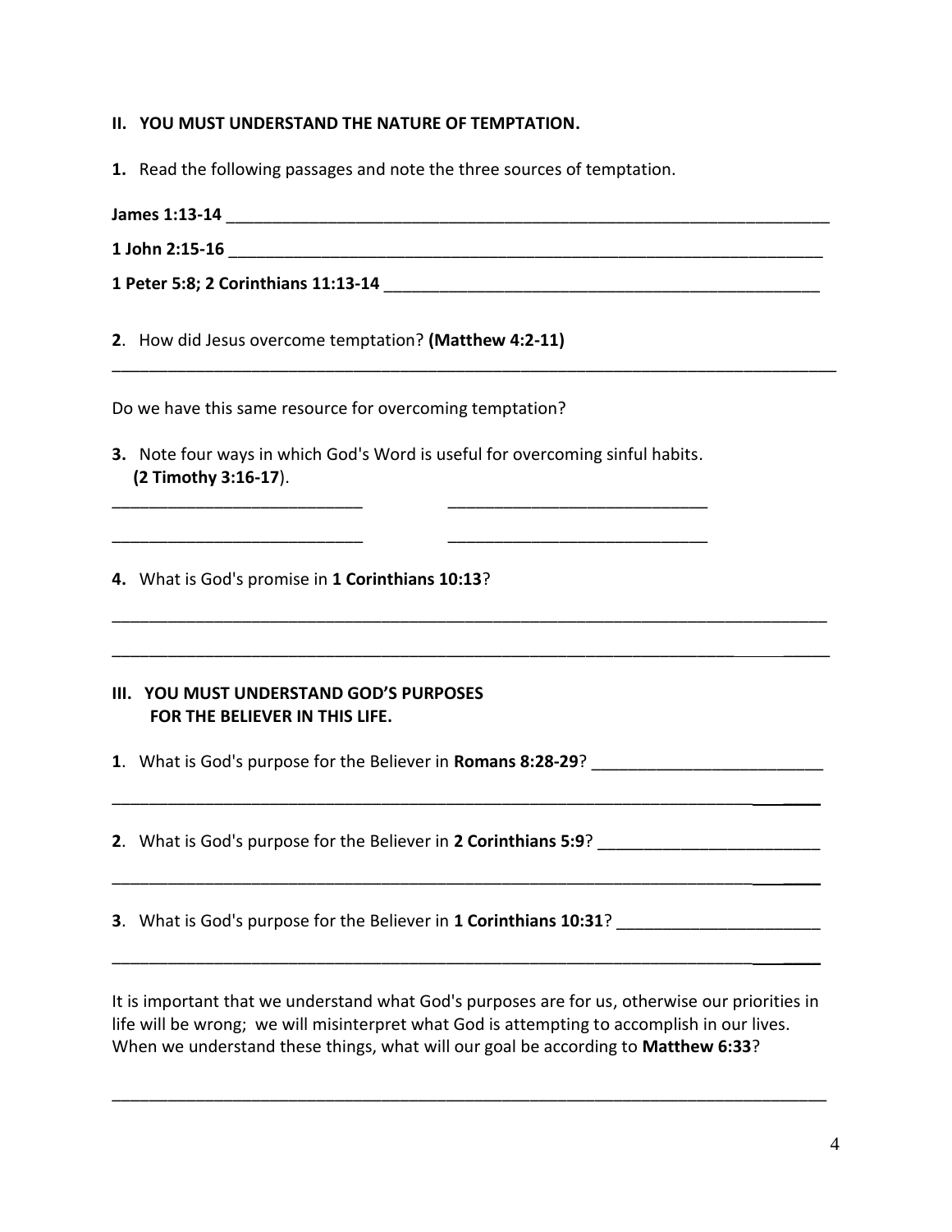**II. YOU MUST UNDERSTAND THE NATURE OF TEMPTATION.**

**1.** Read the following passages and note the three sources of temptation.

**James 1:13-14** ______________________________________________________________________

**1 John 2:15-16** _____________________________________________________________________

**1 Peter 5:8; 2 Corinthians 11:13-14** __________________________________________________

**2**. How did Jesus overcome temptation? **(Matthew 4:2-11)**

_____________________________________________________________________________________

Do we have this same resource for overcoming temptation?

**3.** Note four ways in which God's Word is useful for overcoming sinful habits. **(2 Timothy 3:16-17**).

____________________________ ____________________________

____________________________ ____________________________

**4.** What is God's promise in **1 Corinthians 10:13**?

_____________________________________________________________________________________

_____________________________________________________________________________________

**III. YOU MUST UNDERSTAND GOD'S PURPOSES FOR THE BELIEVER IN THIS LIFE.**

**1**. What is God's purpose for the Believer in **Romans 8:28-29**? _________________________

_____________________________________________________________________________________

**2**. What is God's purpose for the Believer in **2 Corinthians 5:9**? ________________________

_____________________________________________________________________________________

**3**. What is God's purpose for the Believer in **1 Corinthians 10:31**? ______________________

_____________________________________________________________________________________

It is important that we understand what God's purposes are for us, otherwise our priorities in life will be wrong; we will misinterpret what God is attempting to accomplish in our lives. When we understand these things, what will our goal be according to **Matthew 6:33**?

_____________________________________________________________________________________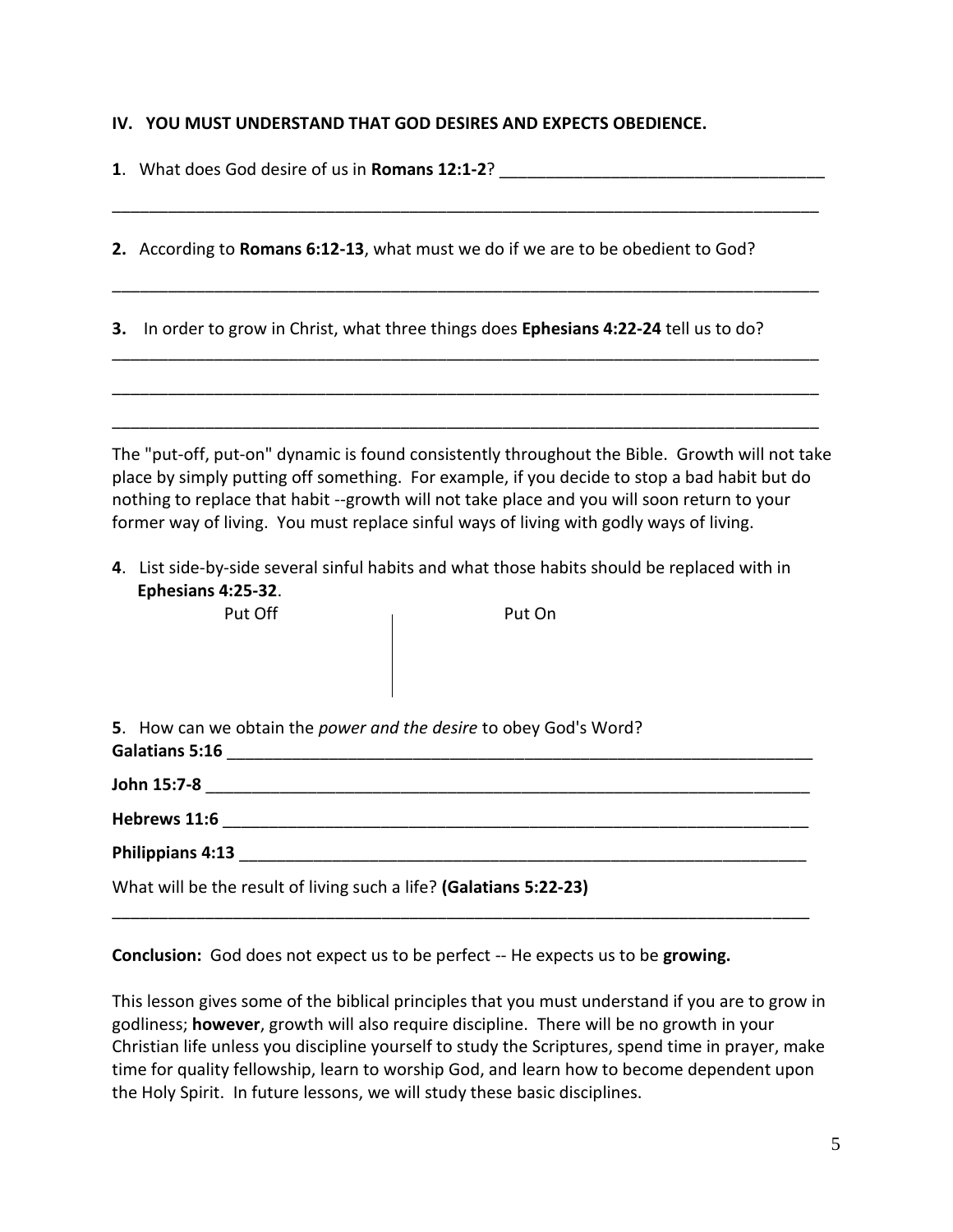**IV. YOU MUST UNDERSTAND THAT GOD DESIRES AND EXPECTS OBEDIENCE.**

**1**. What does God desire of us in **Romans 12:1-2**? ___________________________________

______________________________________________________________________________

**2.** According to **Romans 6:12-13**, what must we do if we are to be obedient to God?

______________________________________________________________________________

**3.** In order to grow in Christ, what three things does **Ephesians 4:22-24** tell us to do?

______________________________________________________________________________

______________________________________________________________________________

______________________________________________________________________________

The "put-off, put-on" dynamic is found consistently throughout the Bible. Growth will not take place by simply putting off something. For example, if you decide to stop a bad habit but do nothing to replace that habit --growth will not take place and you will soon return to your former way of living. You must replace sinful ways of living with godly ways of living.

**4**. List side-by-side several sinful habits and what those habits should be replaced with in **Ephesians 4:25-32**.

| Put Off | Put On |
|---|---|
| | |

**5**. How can we obtain the *power and the desire* to obey God's Word?

**Galatians 5:16** ________________________________________________________________

**John 15:7-8** ___________________________________________________________________

**Hebrews 11:6** _________________________________________________________________

**Philippians 4:13** _______________________________________________________________

What will be the result of living such a life? **(Galatians 5:22-23)**

______________________________________________________________________________

**Conclusion:** God does not expect us to be perfect -- He expects us to be **growing.**

This lesson gives some of the biblical principles that you must understand if you are to grow in godliness; **however**, growth will also require discipline. There will be no growth in your Christian life unless you discipline yourself to study the Scriptures, spend time in prayer, make time for quality fellowship, learn to worship God, and learn how to become dependent upon the Holy Spirit. In future lessons, we will study these basic disciplines.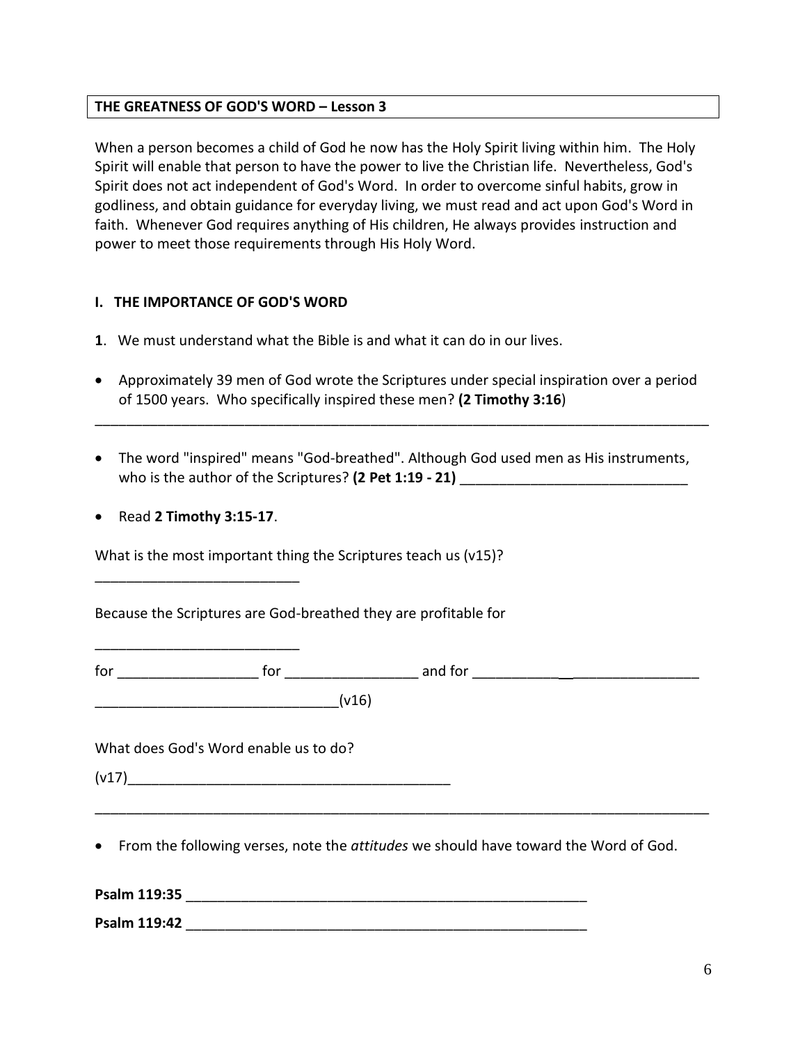**THE GREATNESS OF GOD'S WORD – Lesson 3**

When a person becomes a child of God he now has the Holy Spirit living within him. The Holy Spirit will enable that person to have the power to live the Christian life. Nevertheless, God's Spirit does not act independent of God's Word. In order to overcome sinful habits, grow in godliness, and obtain guidance for everyday living, we must read and act upon God's Word in faith. Whenever God requires anything of His children, He always provides instruction and power to meet those requirements through His Holy Word.

## I. THE IMPORTANCE OF GOD'S WORD

**1**. We must understand what the Bible is and what it can do in our lives.

- Approximately 39 men of God wrote the Scriptures under special inspiration over a period of 1500 years. Who specifically inspired these men? **(2 Timothy 3:16**)

__________________________________________________________________________________

- The word "inspired" means "God-breathed". Although God used men as His instruments, who is the author of the Scriptures? **(2 Pet 1:19 - 21)** ______________________________

- Read **2 Timothy 3:15-17**.

What is the most important thing the Scriptures teach us (v15)?

___________________________

Because the Scriptures are God-breathed they are profitable for

___________________________

for __________________ for _________________ and for _____________________________

_______________________________(v16)

What does God's Word enable us to do?

(v17)__________________________________________

__________________________________________________________________________________

- From the following verses, note the *attitudes* we should have toward the Word of God.

**Psalm 119:35** ______________________________________________________

**Psalm 119:42** ______________________________________________________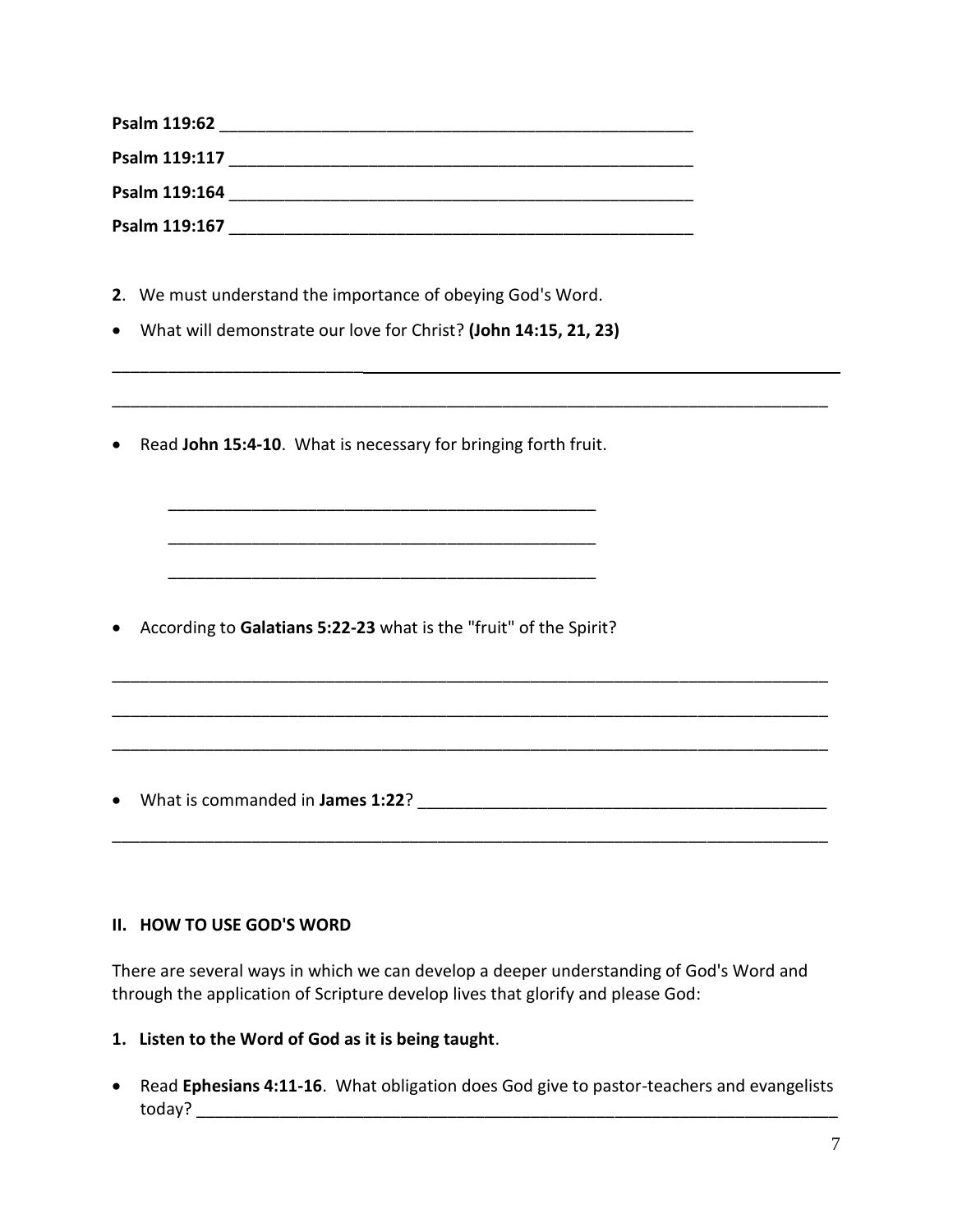**Psalm 119:62** ______________________________________________________

**Psalm 119:117** ____________________________________________________

**Psalm 119:164** ____________________________________________________

**Psalm 119:167** ____________________________________________________

**2**. We must understand the importance of obeying God's Word.

- What will demonstrate our love for Christ? **(John 14:15, 21, 23)**

______________________________________________________________________________

______________________________________________________________________________

- Read **John 15:4-10**. What is necessary for bringing forth fruit.

    ________________________________________________

    ________________________________________________

    ________________________________________________

- According to **Galatians 5:22-23** what is the "fruit" of the Spirit?

______________________________________________________________________________

______________________________________________________________________________

______________________________________________________________________________

- What is commanded in **James 1:22**? ______________________________________________

______________________________________________________________________________

**II. HOW TO USE GOD'S WORD**

There are several ways in which we can develop a deeper understanding of God's Word and through the application of Scripture develop lives that glorify and please God:

**1. Listen to the Word of God as it is being taught**.

- Read **Ephesians 4:11-16**. What obligation does God give to pastor-teachers and evangelists today? ______________________________________________________________________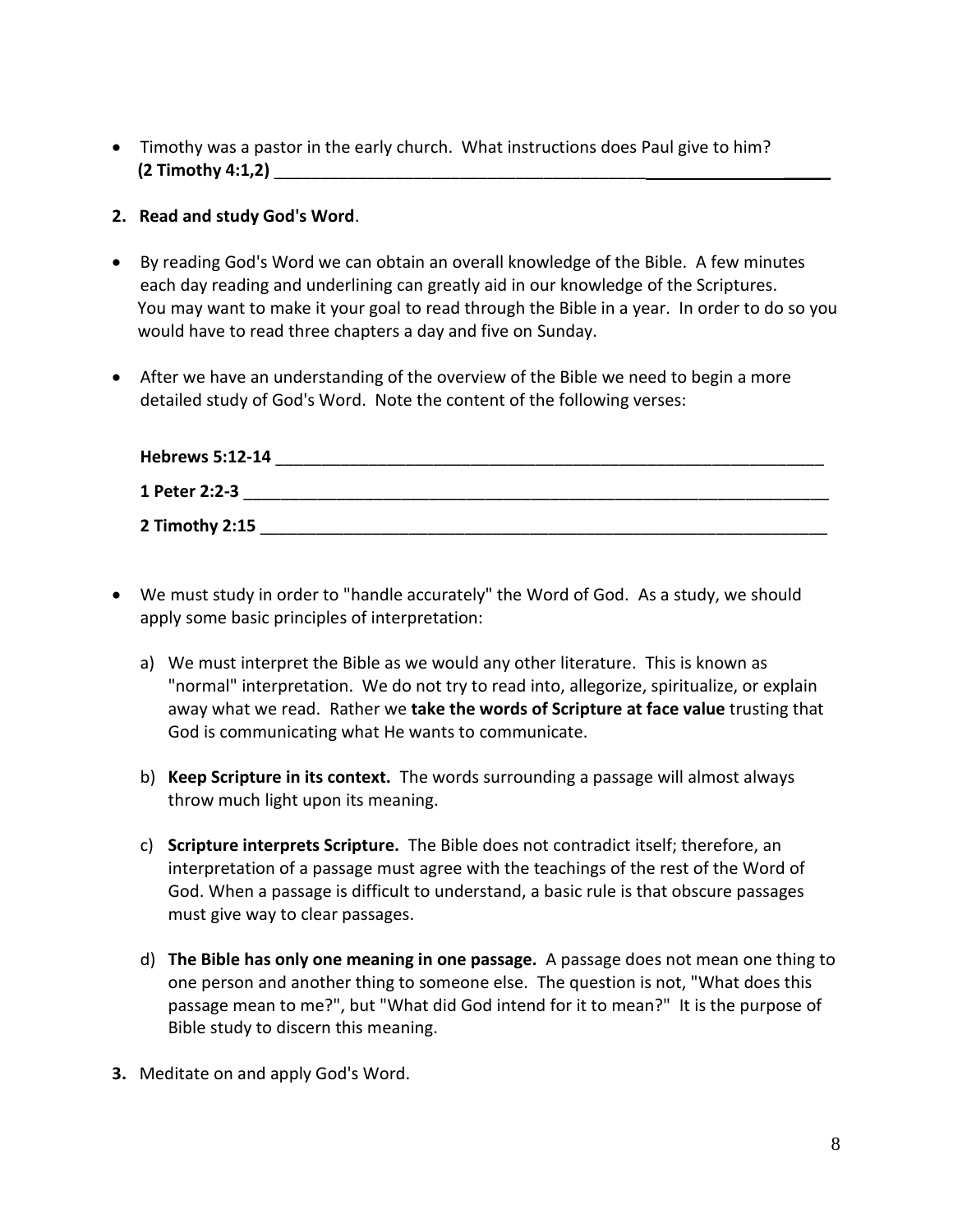- Timothy was a pastor in the early church. What instructions does Paul give to him? **(2 Timothy 4:1,2)** ______________________________________________________________

2. **Read and study God's Word**.

- By reading God's Word we can obtain an overall knowledge of the Bible. A few minutes each day reading and underlining can greatly aid in our knowledge of the Scriptures. You may want to make it your goal to read through the Bible in a year. In order to do so you would have to read three chapters a day and five on Sunday.

- After we have an understanding of the overview of the Bible we need to begin a more detailed study of God's Word. Note the content of the following verses:

  **Hebrews 5:12-14** ______________________________________________________________

  **1 Peter 2:2-3** ______________________________________________________________

  **2 Timothy 2:15** ______________________________________________________________

- We must study in order to "handle accurately" the Word of God. As a study, we should apply some basic principles of interpretation:

  a) We must interpret the Bible as we would any other literature. This is known as "normal" interpretation. We do not try to read into, allegorize, spiritualize, or explain away what we read. Rather we **take the words of Scripture at face value** trusting that God is communicating what He wants to communicate.

  b) **Keep Scripture in its context.** The words surrounding a passage will almost always throw much light upon its meaning.

  c) **Scripture interprets Scripture.** The Bible does not contradict itself; therefore, an interpretation of a passage must agree with the teachings of the rest of the Word of God. When a passage is difficult to understand, a basic rule is that obscure passages must give way to clear passages.

  d) **The Bible has only one meaning in one passage.** A passage does not mean one thing to one person and another thing to someone else. The question is not, "What does this passage mean to me?", but "What did God intend for it to mean?" It is the purpose of Bible study to discern this meaning.

3. Meditate on and apply God's Word.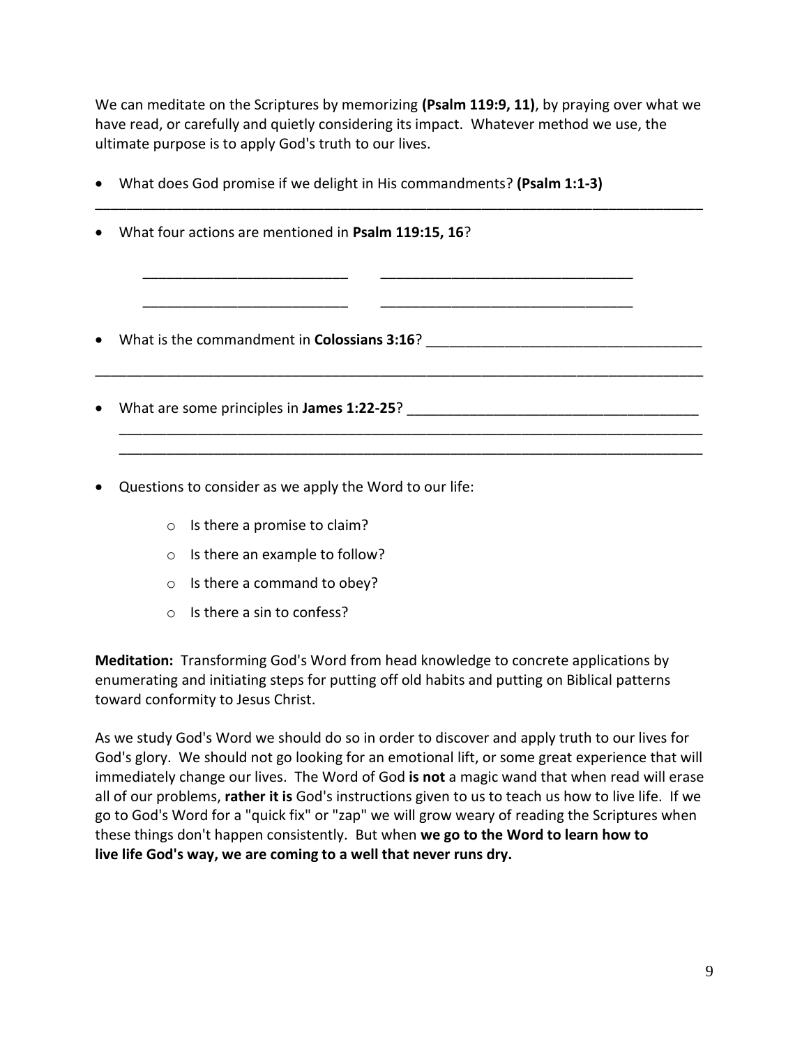We can meditate on the Scriptures by memorizing **(Psalm 119:9, 11)**, by praying over what we have read, or carefully and quietly considering its impact. Whatever method we use, the ultimate purpose is to apply God's truth to our lives.

- What does God promise if we delight in His commandments? **(Psalm 1:1-3)**

___________________________________________________________________________________

- What four actions are mentioned in **Psalm 119:15, 16**?

  ___________________________ ____________________________________

  ___________________________ ____________________________________

- What is the commandment in **Colossians 3:16**? ____________________________________

___________________________________________________________________________________

- What are some principles in **James 1:22-25**? ______________________________________

  _______________________________________________________________________________

  _______________________________________________________________________________

- Questions to consider as we apply the Word to our life:
  - Is there a promise to claim?
  - Is there an example to follow?
  - Is there a command to obey?
  - Is there a sin to confess?

**Meditation:** Transforming God's Word from head knowledge to concrete applications by enumerating and initiating steps for putting off old habits and putting on Biblical patterns toward conformity to Jesus Christ.

As we study God's Word we should do so in order to discover and apply truth to our lives for God's glory. We should not go looking for an emotional lift, or some great experience that will immediately change our lives. The Word of God **is not** a magic wand that when read will erase all of our problems, **rather it is** God's instructions given to us to teach us how to live life. If we go to God's Word for a "quick fix" or "zap" we will grow weary of reading the Scriptures when these things don't happen consistently. But when **we go to the Word to learn how to live life God's way, we are coming to a well that never runs dry.**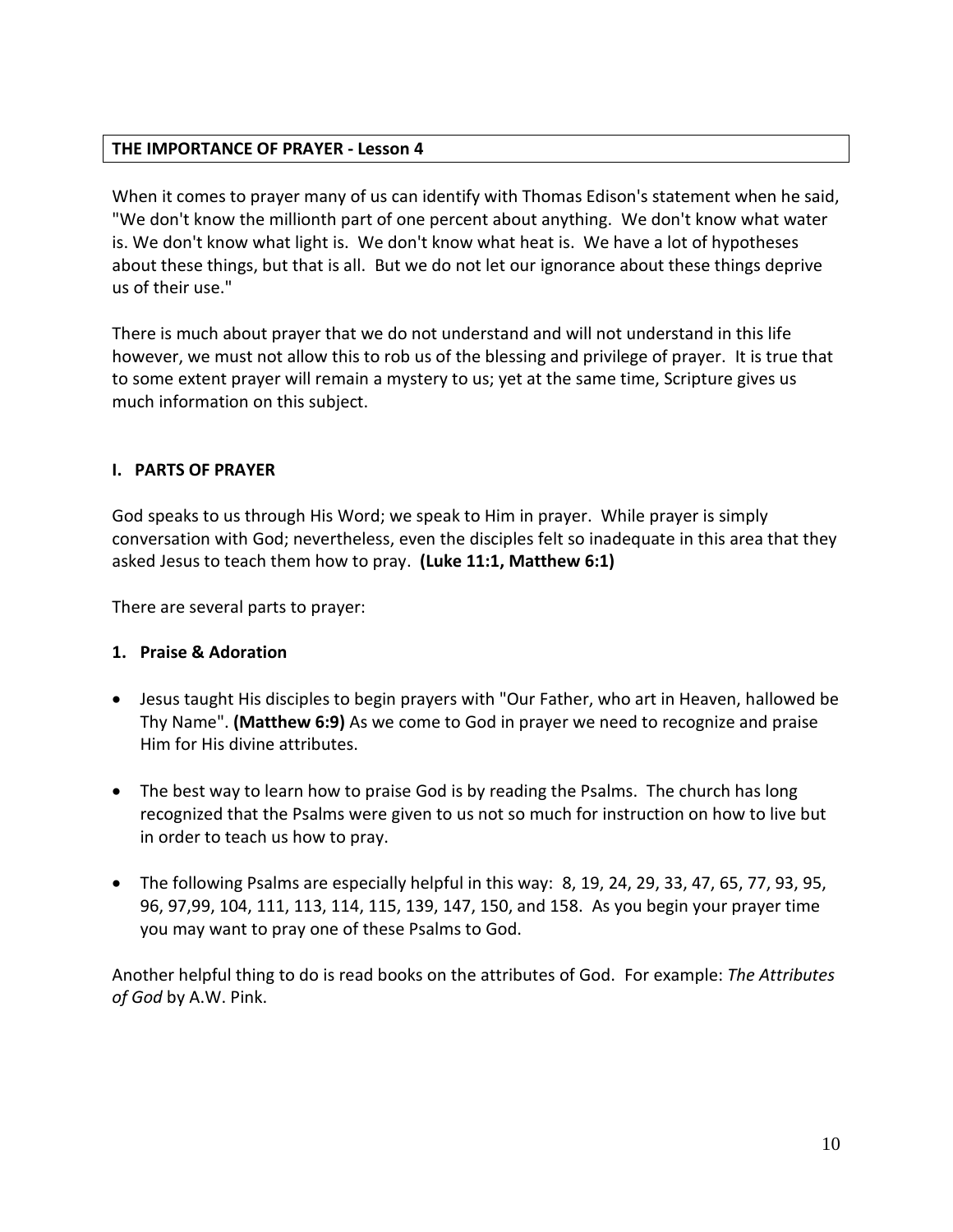## THE IMPORTANCE OF PRAYER - Lesson 4

When it comes to prayer many of us can identify with Thomas Edison's statement when he said, "We don't know the millionth part of one percent about anything. We don't know what water is. We don't know what light is. We don't know what heat is. We have a lot of hypotheses about these things, but that is all. But we do not let our ignorance about these things deprive us of their use."

There is much about prayer that we do not understand and will not understand in this life however, we must not allow this to rob us of the blessing and privilege of prayer. It is true that to some extent prayer will remain a mystery to us; yet at the same time, Scripture gives us much information on this subject.

### I. PARTS OF PRAYER

God speaks to us through His Word; we speak to Him in prayer. While prayer is simply conversation with God; nevertheless, even the disciples felt so inadequate in this area that they asked Jesus to teach them how to pray. **(Luke 11:1, Matthew 6:1)**

There are several parts to prayer:

#### 1. Praise & Adoration

- Jesus taught His disciples to begin prayers with "Our Father, who art in Heaven, hallowed be Thy Name". **(Matthew 6:9)** As we come to God in prayer we need to recognize and praise Him for His divine attributes.
- The best way to learn how to praise God is by reading the Psalms. The church has long recognized that the Psalms were given to us not so much for instruction on how to live but in order to teach us how to pray.
- The following Psalms are especially helpful in this way: 8, 19, 24, 29, 33, 47, 65, 77, 93, 95, 96, 97,99, 104, 111, 113, 114, 115, 139, 147, 150, and 158. As you begin your prayer time you may want to pray one of these Psalms to God.

Another helpful thing to do is read books on the attributes of God. For example: *The Attributes of God* by A.W. Pink.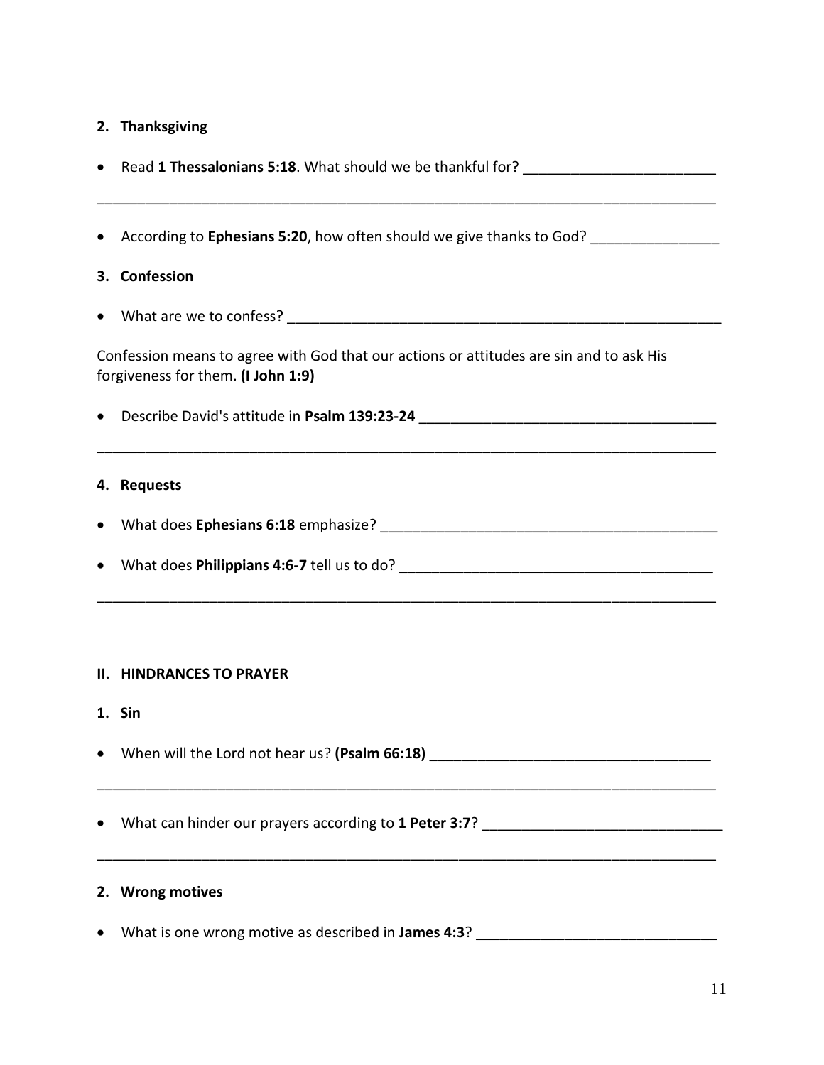**2. Thanksgiving**

- Read **1 Thessalonians 5:18**. What should we be thankful for? ________________________

________________________________________________________________________________

- According to **Ephesians 5:20**, how often should we give thanks to God? ________________

**3. Confession**

- What are we to confess? _________________________________________________________

Confession means to agree with God that our actions or attitudes are sin and to ask His forgiveness for them. **(I John 1:9)**

- Describe David's attitude in **Psalm 139:23-24** _____________________________________

________________________________________________________________________________

**4. Requests**

- What does **Ephesians 6:18** emphasize? ____________________________________________

- What does **Philippians 4:6-7** tell us to do? ________________________________________

________________________________________________________________________________

**II. HINDRANCES TO PRAYER**

**1. Sin**

- When will the Lord not hear us? **(Psalm 66:18)** ___________________________________

________________________________________________________________________________

- What can hinder our prayers according to **1 Peter 3:7**? ______________________________

________________________________________________________________________________

**2. Wrong motives**

- What is one wrong motive as described in **James 4:3**? ______________________________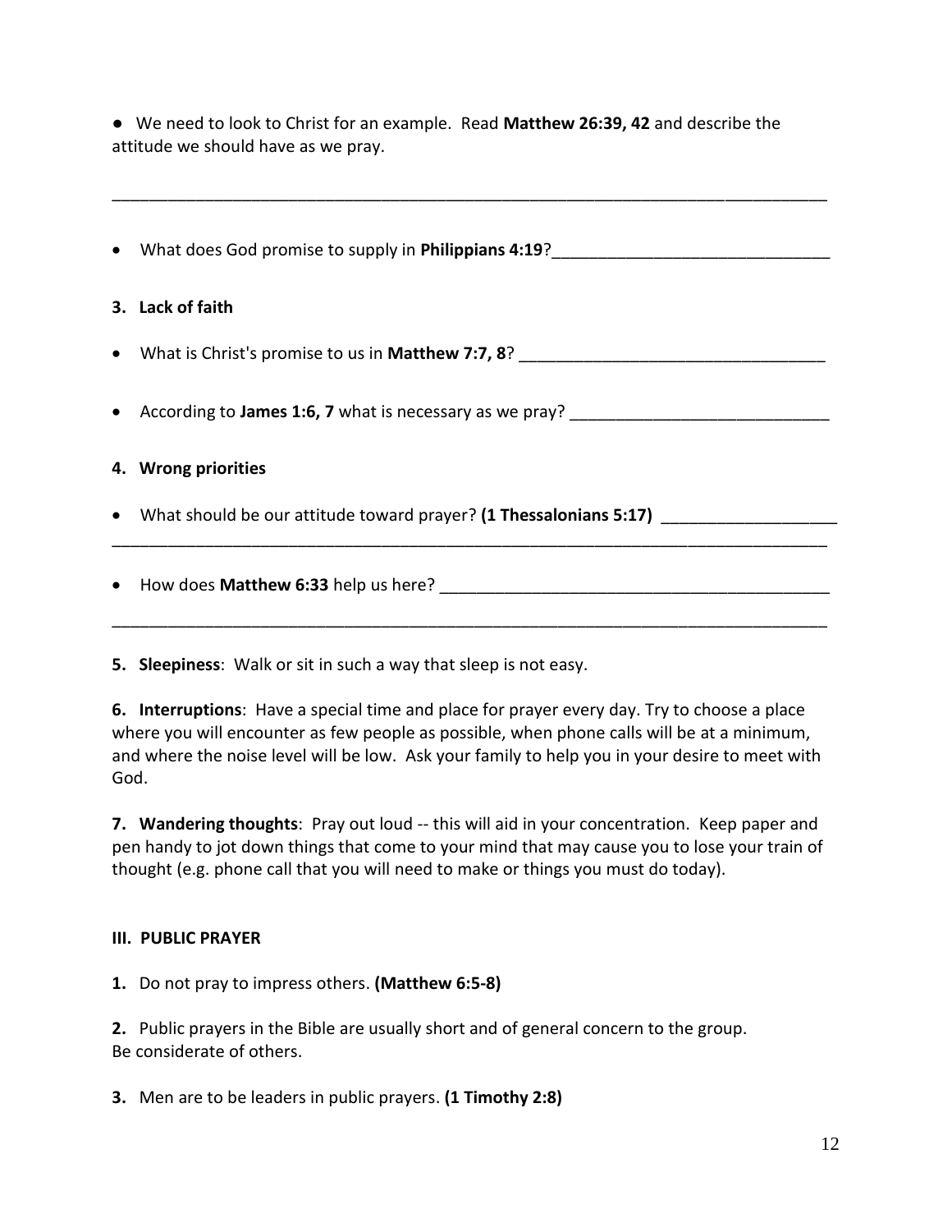- We need to look to Christ for an example. Read **Matthew 26:39, 42** and describe the attitude we should have as we pray.

______________________________________________________________________________

- What does God promise to supply in **Philippians 4:19**?______________________________

**3. Lack of faith**

- What is Christ's promise to us in **Matthew 7:7, 8**? _________________________________

- According to **James 1:6, 7** what is necessary as we pray? ____________________________

**4. Wrong priorities**

- What should be our attitude toward prayer? **(1 Thessalonians 5:17)** ___________________
______________________________________________________________________________

- How does **Matthew 6:33** help us here? ___________________________________________
______________________________________________________________________________

**5. Sleepiness**: Walk or sit in such a way that sleep is not easy.

**6. Interruptions**: Have a special time and place for prayer every day. Try to choose a place where you will encounter as few people as possible, when phone calls will be at a minimum, and where the noise level will be low. Ask your family to help you in your desire to meet with God.

**7. Wandering thoughts**: Pray out loud -- this will aid in your concentration. Keep paper and pen handy to jot down things that come to your mind that may cause you to lose your train of thought (e.g. phone call that you will need to make or things you must do today).

### III. PUBLIC PRAYER

**1.** Do not pray to impress others. **(Matthew 6:5-8)**

**2.** Public prayers in the Bible are usually short and of general concern to the group. Be considerate of others.

**3.** Men are to be leaders in public prayers. **(1 Timothy 2:8)**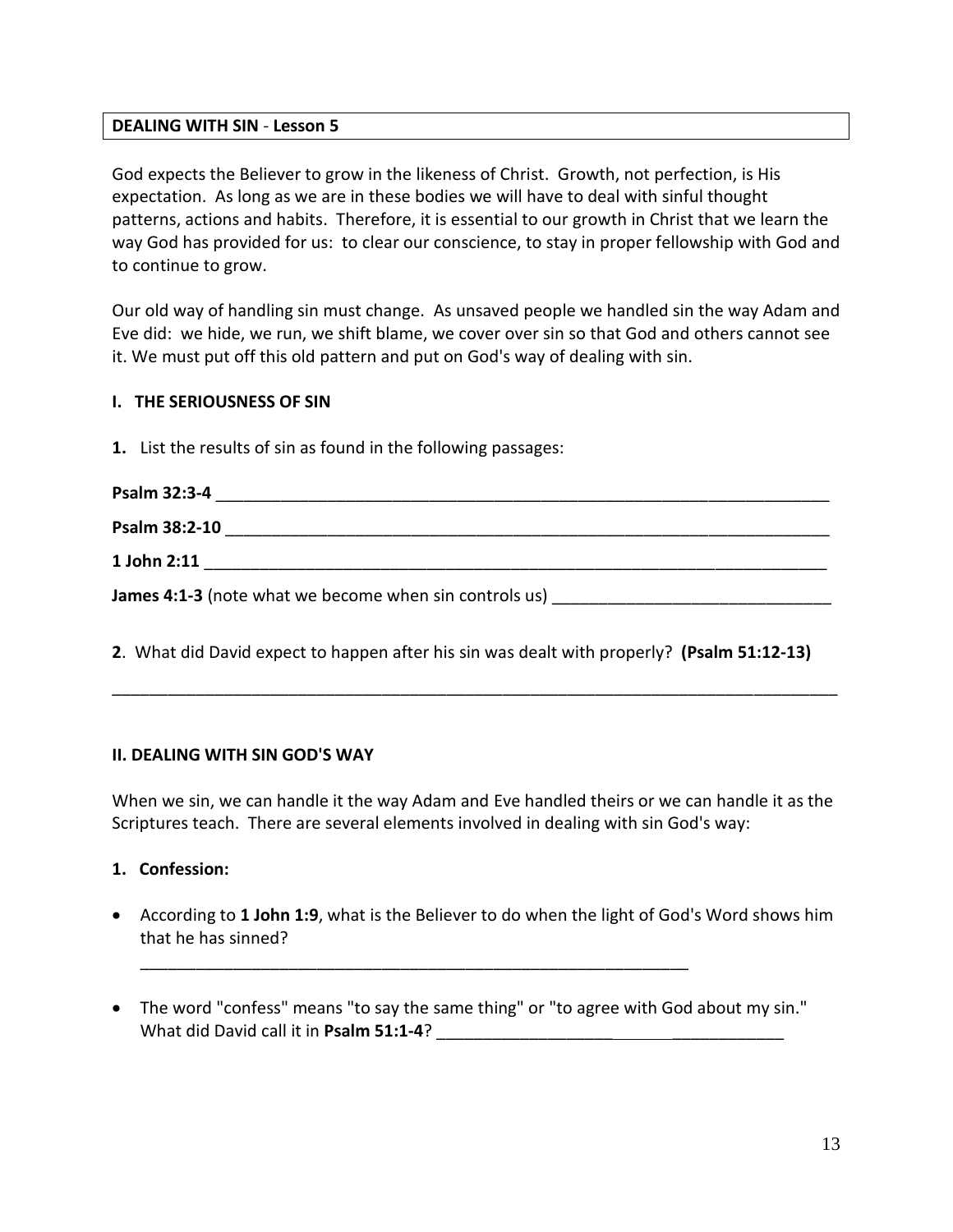**DEALING WITH SIN - Lesson 5**

God expects the Believer to grow in the likeness of Christ. Growth, not perfection, is His expectation. As long as we are in these bodies we will have to deal with sinful thought patterns, actions and habits. Therefore, it is essential to our growth in Christ that we learn the way God has provided for us: to clear our conscience, to stay in proper fellowship with God and to continue to grow.

Our old way of handling sin must change. As unsaved people we handled sin the way Adam and Eve did: we hide, we run, we shift blame, we cover over sin so that God and others cannot see it. We must put off this old pattern and put on God's way of dealing with sin.

**I. THE SERIOUSNESS OF SIN**

**1.** List the results of sin as found in the following passages:

**Psalm 32:3-4** ______________________________________________________________________

**Psalm 38:2-10** ____________________________________________________________________

**1 John 2:11** ______________________________________________________________________

**James 4:1-3** (note what we become when sin controls us) ______________________________

**2**. What did David expect to happen after his sin was dealt with properly? **(Psalm 51:12-13)**

_____________________________________________________________________________________

**II. DEALING WITH SIN GOD'S WAY**

When we sin, we can handle it the way Adam and Eve handled theirs or we can handle it as the Scriptures teach. There are several elements involved in dealing with sin God's way:

**1. Confession:**

- According to **1 John 1:9**, what is the Believer to do when the light of God's Word shows him that he has sinned?

  _____________________________________________________________

- The word "confess" means "to say the same thing" or "to agree with God about my sin." What did David call it in **Psalm 51:1-4**? ________________________________________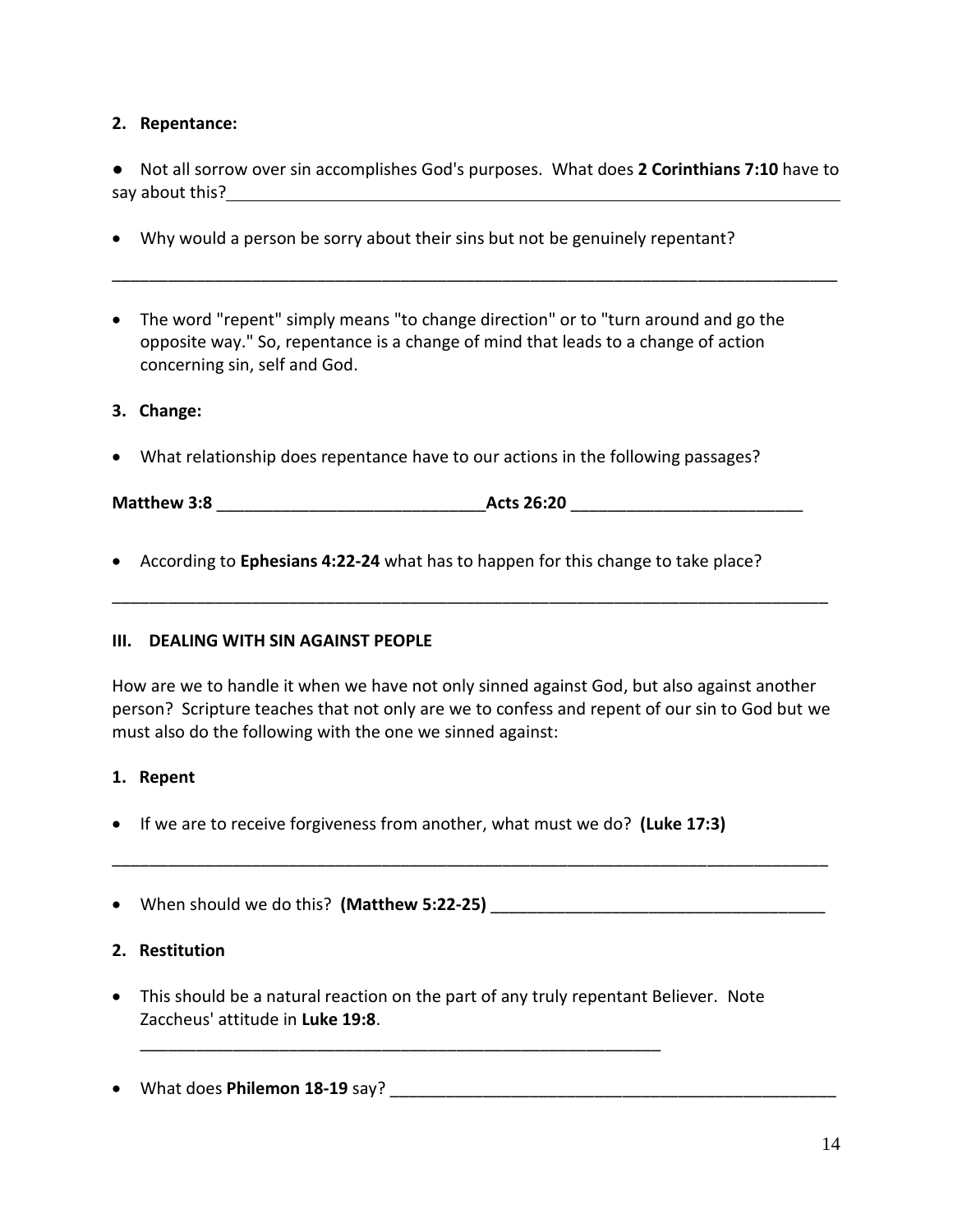**2. Repentance:**

● Not all sorrow over sin accomplishes God's purposes. What does **2 Corinthians 7:10** have to say about this?_______________________________________________________________

- Why would a person be sorry about their sins but not be genuinely repentant?

_______________________________________________________________________________

- The word "repent" simply means "to change direction" or to "turn around and go the opposite way." So, repentance is a change of mind that leads to a change of action concerning sin, self and God.

**3. Change:**

- What relationship does repentance have to our actions in the following passages?

**Matthew 3:8** _____________________________**Acts 26:20** _________________________

- According to **Ephesians 4:22-24** what has to happen for this change to take place?

_______________________________________________________________________________

**III. DEALING WITH SIN AGAINST PEOPLE**

How are we to handle it when we have not only sinned against God, but also against another person? Scripture teaches that not only are we to confess and repent of our sin to God but we must also do the following with the one we sinned against:

**1. Repent**

- If we are to receive forgiveness from another, what must we do? **(Luke 17:3)**

_______________________________________________________________________________

- When should we do this? **(Matthew 5:22-25)** ____________________________________

**2. Restitution**

- This should be a natural reaction on the part of any truly repentant Believer. Note Zaccheus' attitude in **Luke 19:8**.

  ___________________________________________________________

- What does **Philemon 18-19** say? __________________________________________________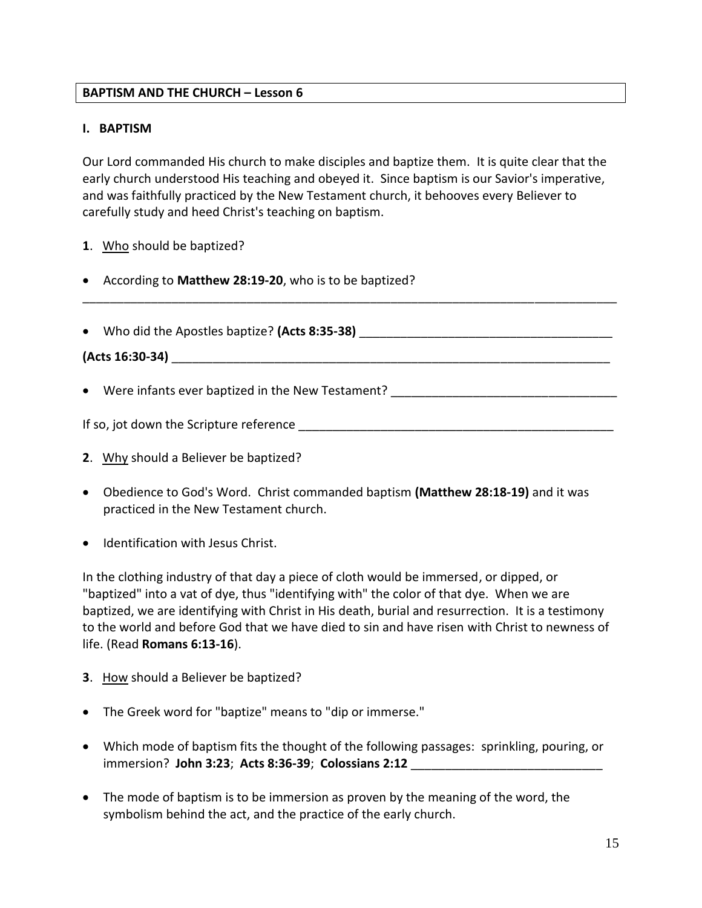**BAPTISM AND THE CHURCH – Lesson 6**

## I. BAPTISM

Our Lord commanded His church to make disciples and baptize them. It is quite clear that the early church understood His teaching and obeyed it. Since baptism is our Savior's imperative, and was faithfully practiced by the New Testament church, it behooves every Believer to carefully study and heed Christ's teaching on baptism.

**1**. Who should be baptized?

- According to **Matthew 28:19-20**, who is to be baptized?

_______________________________________________________________________________

- Who did the Apostles baptize? **(Acts 8:35-38)** _____________________________________

**(Acts 16:30-34)** _________________________________________________________________

- Were infants ever baptized in the New Testament? ________________________________

If so, jot down the Scripture reference _______________________________________________

**2**. Why should a Believer be baptized?

- Obedience to God's Word. Christ commanded baptism **(Matthew 28:18-19)** and it was practiced in the New Testament church.
- Identification with Jesus Christ.

In the clothing industry of that day a piece of cloth would be immersed, or dipped, or "baptized" into a vat of dye, thus "identifying with" the color of that dye. When we are baptized, we are identifying with Christ in His death, burial and resurrection. It is a testimony to the world and before God that we have died to sin and have risen with Christ to newness of life. (Read **Romans 6:13-16**).

**3**. How should a Believer be baptized?

- The Greek word for "baptize" means to "dip or immerse."
- Which mode of baptism fits the thought of the following passages: sprinkling, pouring, or immersion? **John 3:23**; **Acts 8:36-39**; **Colossians 2:12** ____________________________
- The mode of baptism is to be immersion as proven by the meaning of the word, the symbolism behind the act, and the practice of the early church.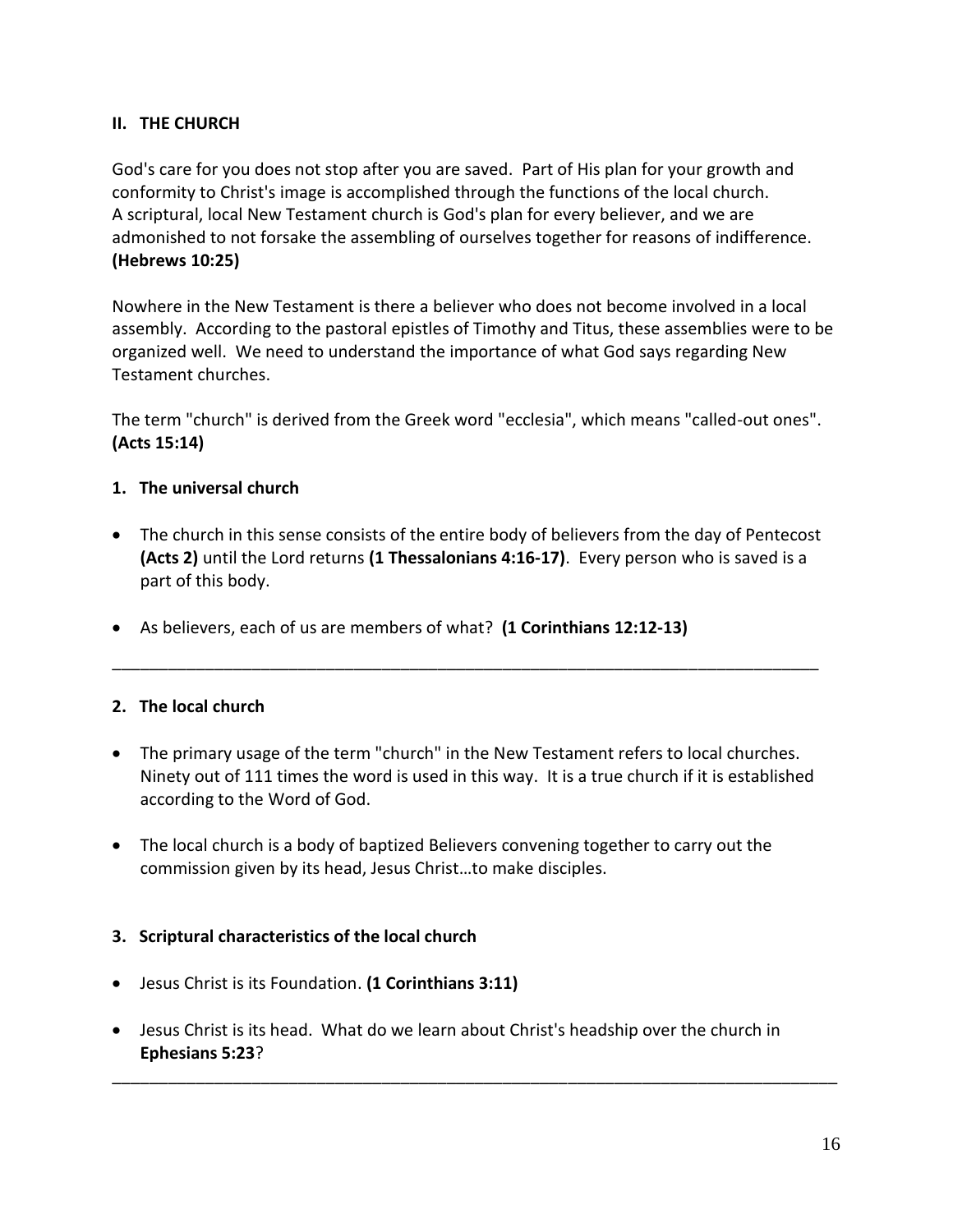## II. THE CHURCH

God's care for you does not stop after you are saved. Part of His plan for your growth and conformity to Christ's image is accomplished through the functions of the local church. A scriptural, local New Testament church is God's plan for every believer, and we are admonished to not forsake the assembling of ourselves together for reasons of indifference. **(Hebrews 10:25)**

Nowhere in the New Testament is there a believer who does not become involved in a local assembly. According to the pastoral epistles of Timothy and Titus, these assemblies were to be organized well. We need to understand the importance of what God says regarding New Testament churches.

The term "church" is derived from the Greek word "ecclesia", which means "called-out ones". **(Acts 15:14)**

### 1. The universal church

- The church in this sense consists of the entire body of believers from the day of Pentecost **(Acts 2)** until the Lord returns **(1 Thessalonians 4:16-17)**. Every person who is saved is a part of this body.
- As believers, each of us are members of what? **(1 Corinthians 12:12-13)**

_______________________________________________________________________________

### 2. The local church

- The primary usage of the term "church" in the New Testament refers to local churches. Ninety out of 111 times the word is used in this way. It is a true church if it is established according to the Word of God.
- The local church is a body of baptized Believers convening together to carry out the commission given by its head, Jesus Christ…to make disciples.

### 3. Scriptural characteristics of the local church

- Jesus Christ is its Foundation. **(1 Corinthians 3:11)**
- Jesus Christ is its head. What do we learn about Christ's headship over the church in **Ephesians 5:23**?

_______________________________________________________________________________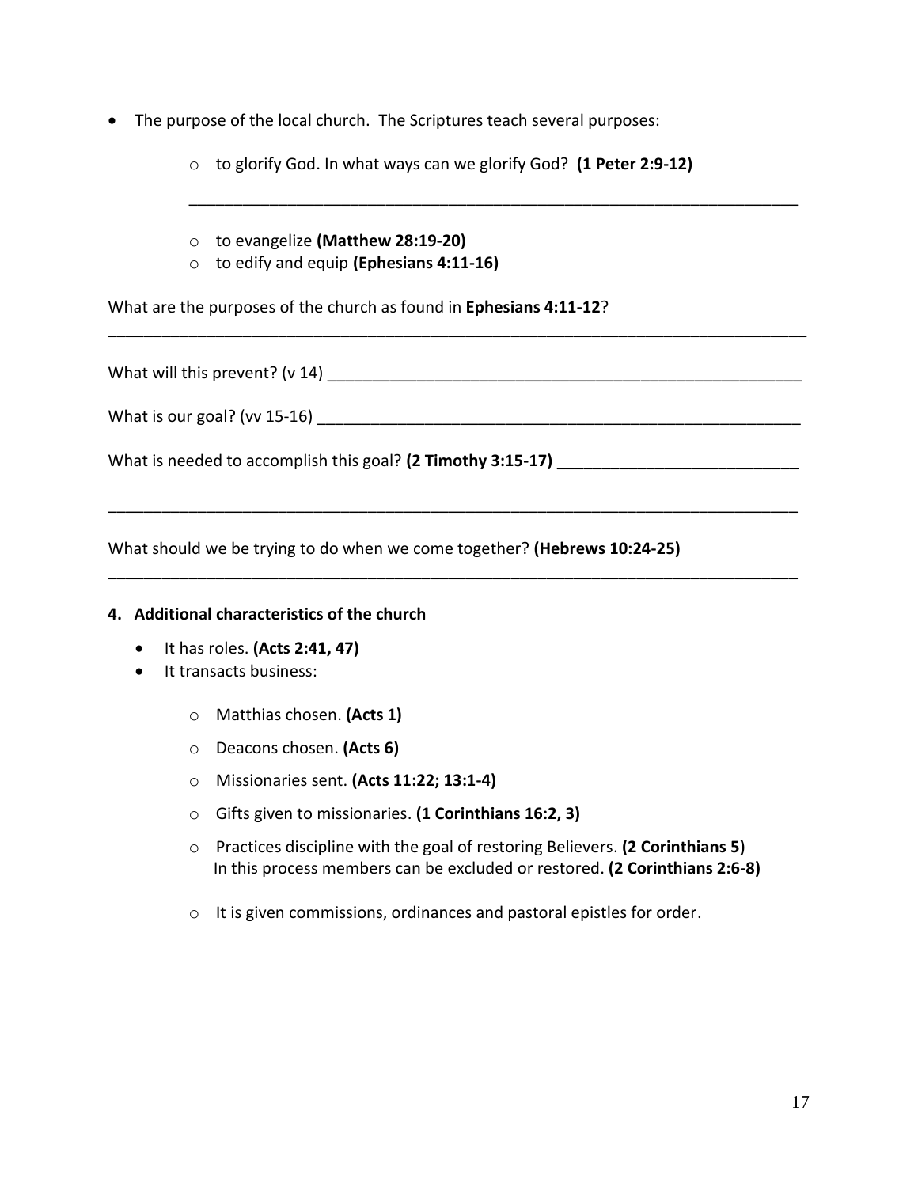- The purpose of the local church. The Scriptures teach several purposes:
  - to glorify God. In what ways can we glorify God? **(1 Peter 2:9-12)**

    ______________________________________________________________________

  - to evangelize **(Matthew 28:19-20)**
  - to edify and equip **(Ephesians 4:11-16)**

What are the purposes of the church as found in **Ephesians 4:11-12**?
______________________________________________________________________________

What will this prevent? (v 14) ______________________________________________________

What is our goal? (vv 15-16) _______________________________________________________

What is needed to accomplish this goal? **(2 Timothy 3:15-17)** ___________________________

______________________________________________________________________________

What should we be trying to do when we come together? **(Hebrews 10:24-25)**
______________________________________________________________________________

**4. Additional characteristics of the church**

- It has roles. **(Acts 2:41, 47)**
- It transacts business:
  - Matthias chosen. **(Acts 1)**
  - Deacons chosen. **(Acts 6)**
  - Missionaries sent. **(Acts 11:22; 13:1-4)**
  - Gifts given to missionaries. **(1 Corinthians 16:2, 3)**
  - Practices discipline with the goal of restoring Believers. **(2 Corinthians 5)** In this process members can be excluded or restored. **(2 Corinthians 2:6-8)**
  - It is given commissions, ordinances and pastoral epistles for order.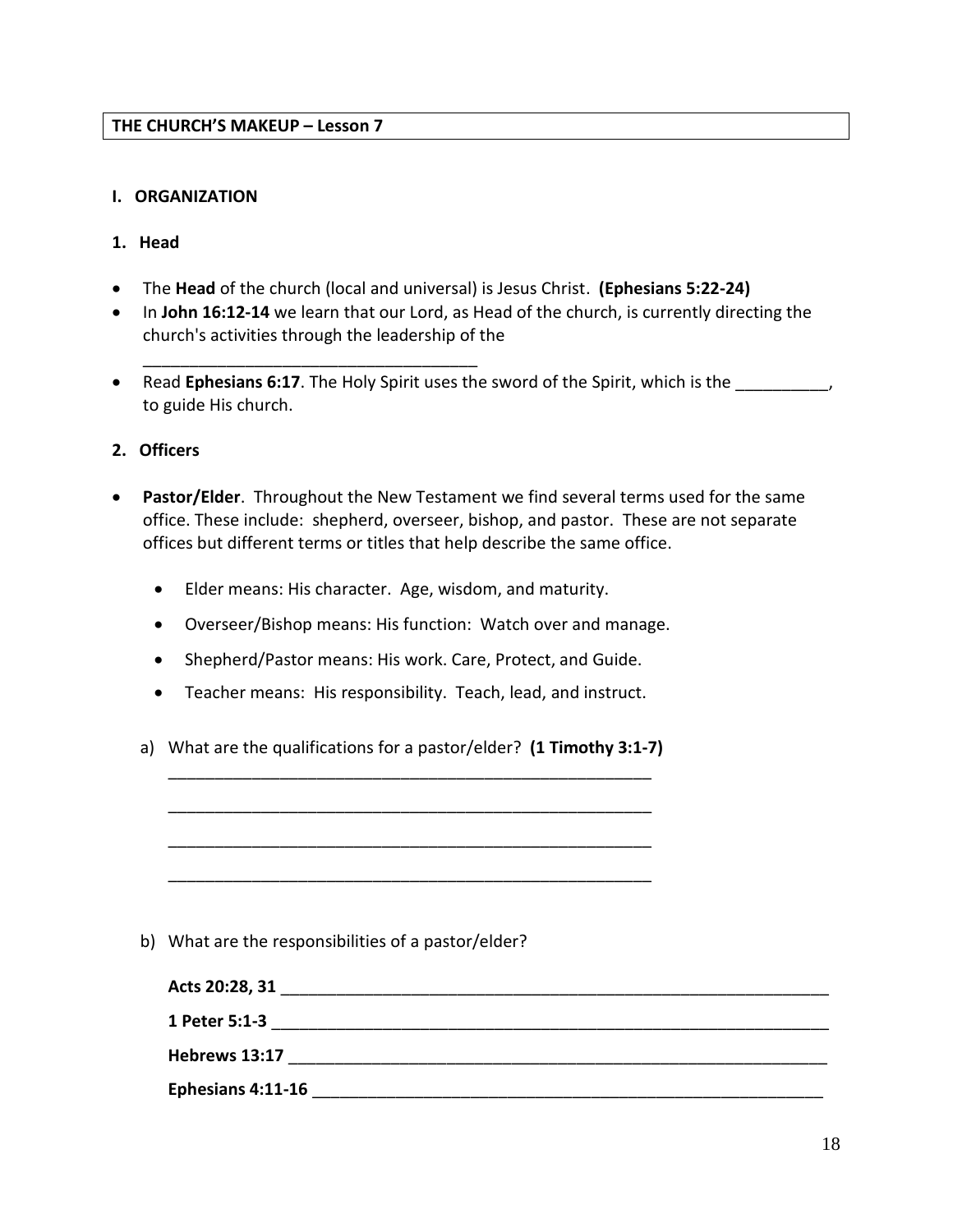**THE CHURCH'S MAKEUP – Lesson 7**

## I. ORGANIZATION

### 1. Head

- The **Head** of the church (local and universal) is Jesus Christ. **(Ephesians 5:22-24)**
- In **John 16:12-14** we learn that our Lord, as Head of the church, is currently directing the church's activities through the leadership of the ___________________________________
- Read **Ephesians 6:17**. The Holy Spirit uses the sword of the Spirit, which is the __________, to guide His church.

### 2. Officers

- **Pastor/Elder**. Throughout the New Testament we find several terms used for the same office. These include: shepherd, overseer, bishop, and pastor. These are not separate offices but different terms or titles that help describe the same office.
  - Elder means: His character. Age, wisdom, and maturity.
  - Overseer/Bishop means: His function: Watch over and manage.
  - Shepherd/Pastor means: His work. Care, Protect, and Guide.
  - Teacher means: His responsibility. Teach, lead, and instruct.

  a) What are the qualifications for a pastor/elder? **(1 Timothy 3:1-7)**
  _______________________________________________________
  _______________________________________________________
  _______________________________________________________
  _______________________________________________________

  b) What are the responsibilities of a pastor/elder?

  **Acts 20:28, 31** ______________________________________________________________

  **1 Peter 5:1-3** _______________________________________________________________

  **Hebrews 13:17** ______________________________________________________________

  **Ephesians 4:11-16** ___________________________________________________________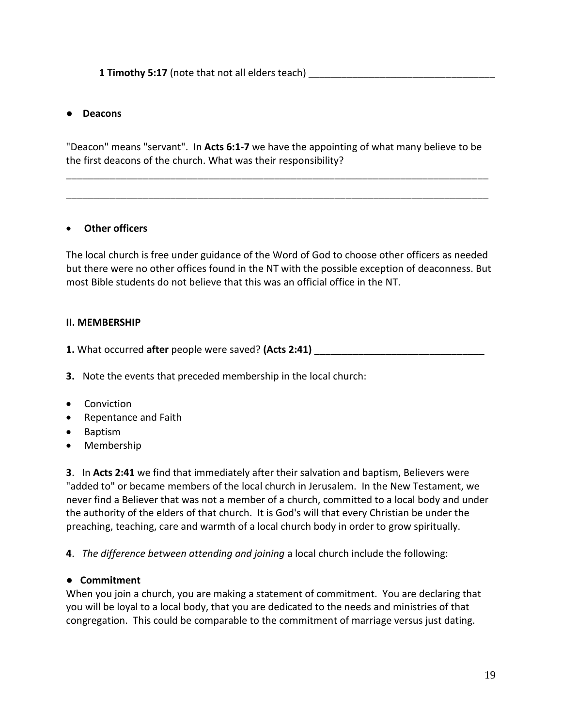**1 Timothy 5:17** (note that not all elders teach) ___________________________________

- **Deacons**

"Deacon" means "servant". In **Acts 6:1-7** we have the appointing of what many believe to be the first deacons of the church. What was their responsibility?

_________________________________________________________________________________

_________________________________________________________________________________

- **Other officers**

The local church is free under guidance of the Word of God to choose other officers as needed but there were no other offices found in the NT with the possible exception of deaconness. But most Bible students do not believe that this was an official office in the NT.

**II. MEMBERSHIP**

**1.** What occurred **after** people were saved? **(Acts 2:41)** _______________________________

**3.** Note the events that preceded membership in the local church:

- Conviction
- Repentance and Faith
- Baptism
- Membership

**3**. In **Acts 2:41** we find that immediately after their salvation and baptism, Believers were "added to" or became members of the local church in Jerusalem. In the New Testament, we never find a Believer that was not a member of a church, committed to a local body and under the authority of the elders of that church. It is God's will that every Christian be under the preaching, teaching, care and warmth of a local church body in order to grow spiritually.

**4**. *The difference between attending and joining* a local church include the following:

- **Commitment**

When you join a church, you are making a statement of commitment. You are declaring that you will be loyal to a local body, that you are dedicated to the needs and ministries of that congregation. This could be comparable to the commitment of marriage versus just dating.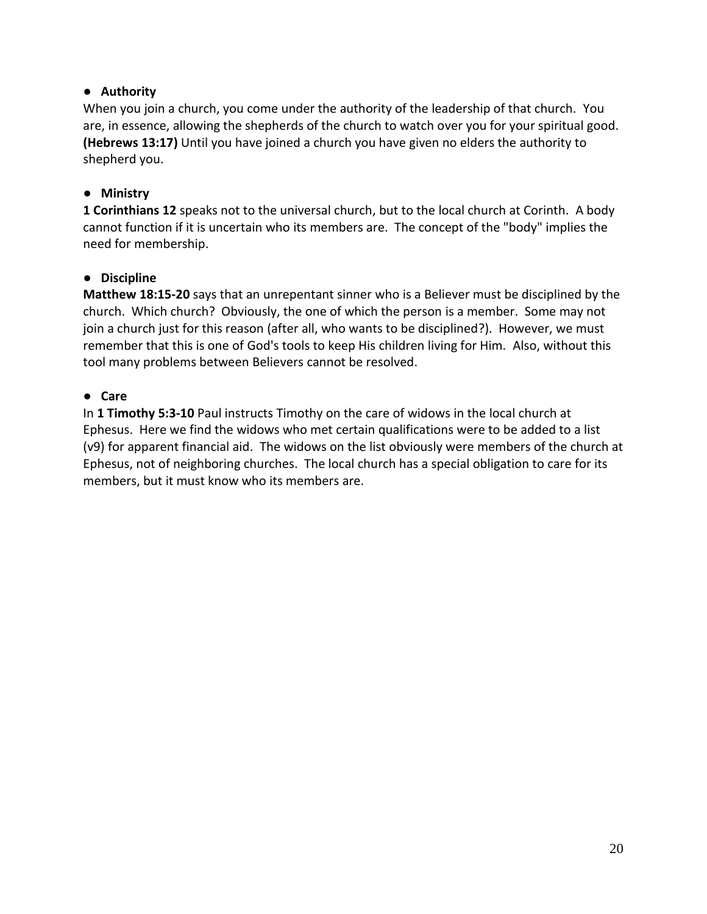- **Authority**

When you join a church, you come under the authority of the leadership of that church. You are, in essence, allowing the shepherds of the church to watch over you for your spiritual good. **(Hebrews 13:17)** Until you have joined a church you have given no elders the authority to shepherd you.

- **Ministry**

**1 Corinthians 12** speaks not to the universal church, but to the local church at Corinth. A body cannot function if it is uncertain who its members are. The concept of the "body" implies the need for membership.

- **Discipline**

**Matthew 18:15-20** says that an unrepentant sinner who is a Believer must be disciplined by the church. Which church? Obviously, the one of which the person is a member. Some may not join a church just for this reason (after all, who wants to be disciplined?). However, we must remember that this is one of God's tools to keep His children living for Him. Also, without this tool many problems between Believers cannot be resolved.

- **Care**

In **1 Timothy 5:3-10** Paul instructs Timothy on the care of widows in the local church at Ephesus. Here we find the widows who met certain qualifications were to be added to a list (v9) for apparent financial aid. The widows on the list obviously were members of the church at Ephesus, not of neighboring churches. The local church has a special obligation to care for its members, but it must know who its members are.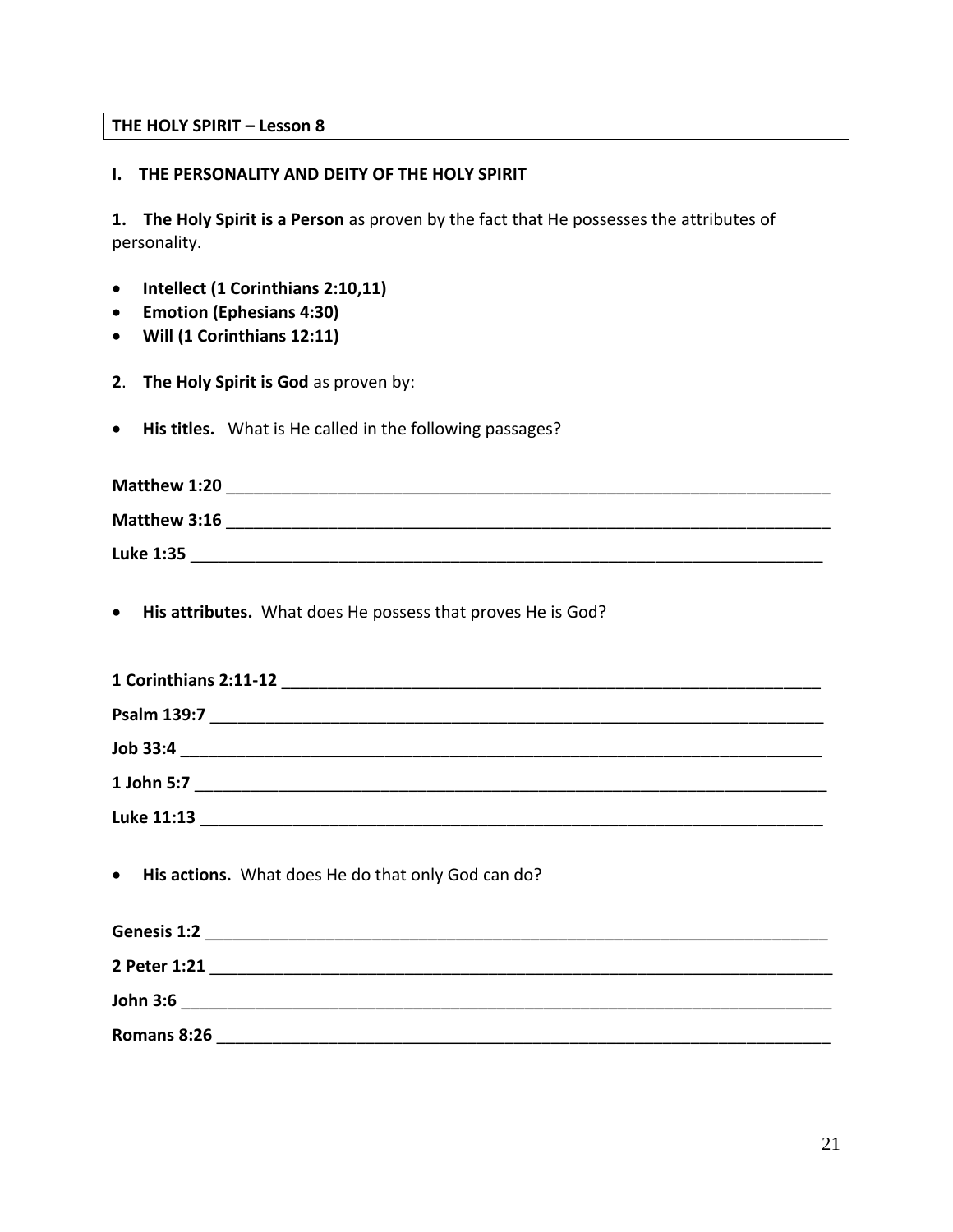**THE HOLY SPIRIT – Lesson 8**

## I. THE PERSONALITY AND DEITY OF THE HOLY SPIRIT

**1. The Holy Spirit is a Person** as proven by the fact that He possesses the attributes of personality.

- **Intellect (1 Corinthians 2:10,11)**
- **Emotion (Ephesians 4:30)**
- **Will (1 Corinthians 12:11)**

**2**. **The Holy Spirit is God** as proven by:

- **His titles.** What is He called in the following passages?

**Matthew 1:20** ____________________________________________________________________

**Matthew 3:16** ____________________________________________________________________

**Luke 1:35** _______________________________________________________________________

- **His attributes.** What does He possess that proves He is God?

**1 Corinthians 2:11-12** ______________________________________________________________

**Psalm 139:7** _____________________________________________________________________

**Job 33:4** ________________________________________________________________________

**1 John 5:7** _______________________________________________________________________

**Luke 11:13** ______________________________________________________________________

- **His actions.** What does He do that only God can do?

**Genesis 1:2** ______________________________________________________________________

**2 Peter 1:21** ______________________________________________________________________

**John 3:6** ________________________________________________________________________

**Romans 8:26** _____________________________________________________________________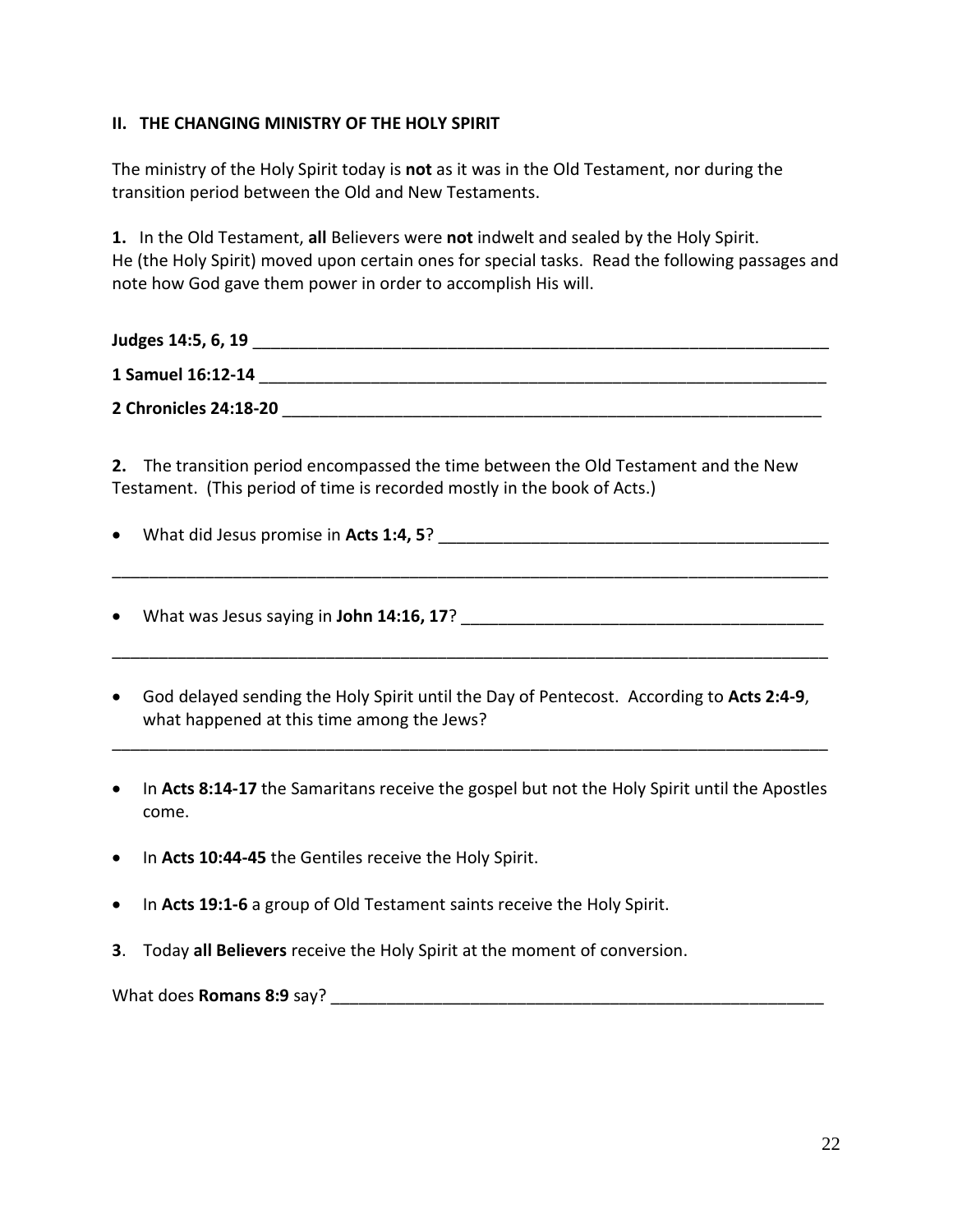## II. THE CHANGING MINISTRY OF THE HOLY SPIRIT

The ministry of the Holy Spirit today is **not** as it was in the Old Testament, nor during the transition period between the Old and New Testaments.

**1.** In the Old Testament, **all** Believers were **not** indwelt and sealed by the Holy Spirit. He (the Holy Spirit) moved upon certain ones for special tasks. Read the following passages and note how God gave them power in order to accomplish His will.

**Judges 14:5, 6, 19** ______________________________________________________________

**1 Samuel 16:12-14** ______________________________________________________________

**2 Chronicles 24:18-20** ___________________________________________________________

**2.** The transition period encompassed the time between the Old Testament and the New Testament. (This period of time is recorded mostly in the book of Acts.)

- What did Jesus promise in **Acts 1:4, 5**? ________________________________________

______________________________________________________________________________

- What was Jesus saying in **John 14:16, 17**? ______________________________________

______________________________________________________________________________

- God delayed sending the Holy Spirit until the Day of Pentecost. According to **Acts 2:4-9**, what happened at this time among the Jews?

______________________________________________________________________________

- In **Acts 8:14-17** the Samaritans receive the gospel but not the Holy Spirit until the Apostles come.
- In **Acts 10:44-45** the Gentiles receive the Holy Spirit.
- In **Acts 19:1-6** a group of Old Testament saints receive the Holy Spirit.

**3**. Today **all Believers** receive the Holy Spirit at the moment of conversion.

What does **Romans 8:9** say? _____________________________________________________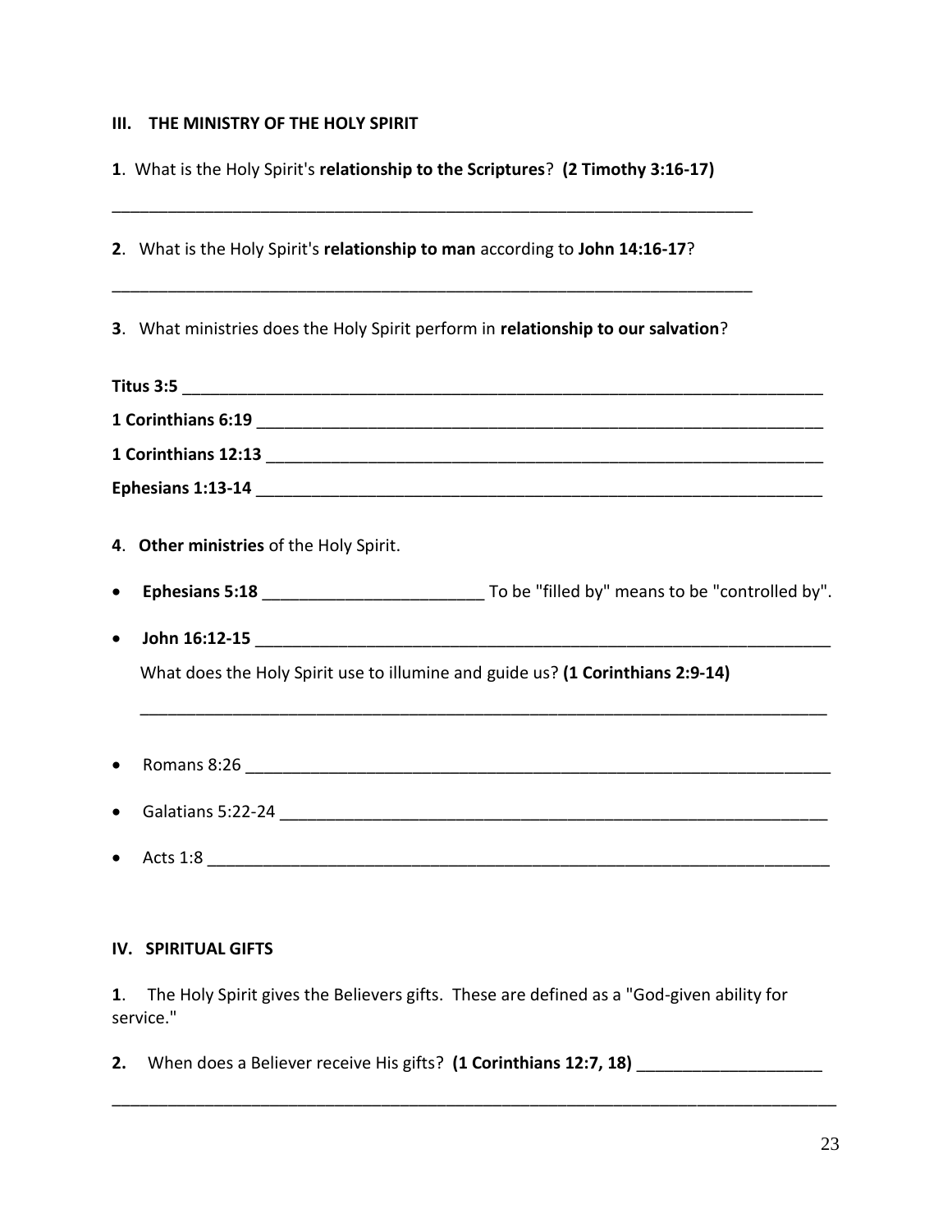## III. THE MINISTRY OF THE HOLY SPIRIT

**1**. What is the Holy Spirit's **relationship to the Scriptures**? **(2 Timothy 3:16-17)**

_______________________________________________________________________

**2**. What is the Holy Spirit's **relationship to man** according to **John 14:16-17**?

_______________________________________________________________________

**3**. What ministries does the Holy Spirit perform in **relationship to our salvation**?

**Titus 3:5** _______________________________________________________________

**1 Corinthians 6:19** _________________________________________________________

**1 Corinthians 12:13** ________________________________________________________

**Ephesians 1:13-14** _________________________________________________________

**4**. **Other ministries** of the Holy Spirit.

- **Ephesians 5:18** ________________________ To be "filled by" means to be "controlled by".
- **John 16:12-15** _________________________________________________________

  What does the Holy Spirit use to illumine and guide us? **(1 Corinthians 2:9-14)**

  _______________________________________________________________________

- Romans 8:26 ___________________________________________________________
- Galatians 5:22-24 _______________________________________________________
- Acts 1:8 ______________________________________________________________

## IV. SPIRITUAL GIFTS

**1**. The Holy Spirit gives the Believers gifts. These are defined as a "God-given ability for service."

**2.** When does a Believer receive His gifts? **(1 Corinthians 12:7, 18)** ____________________

_____________________________________________________________________________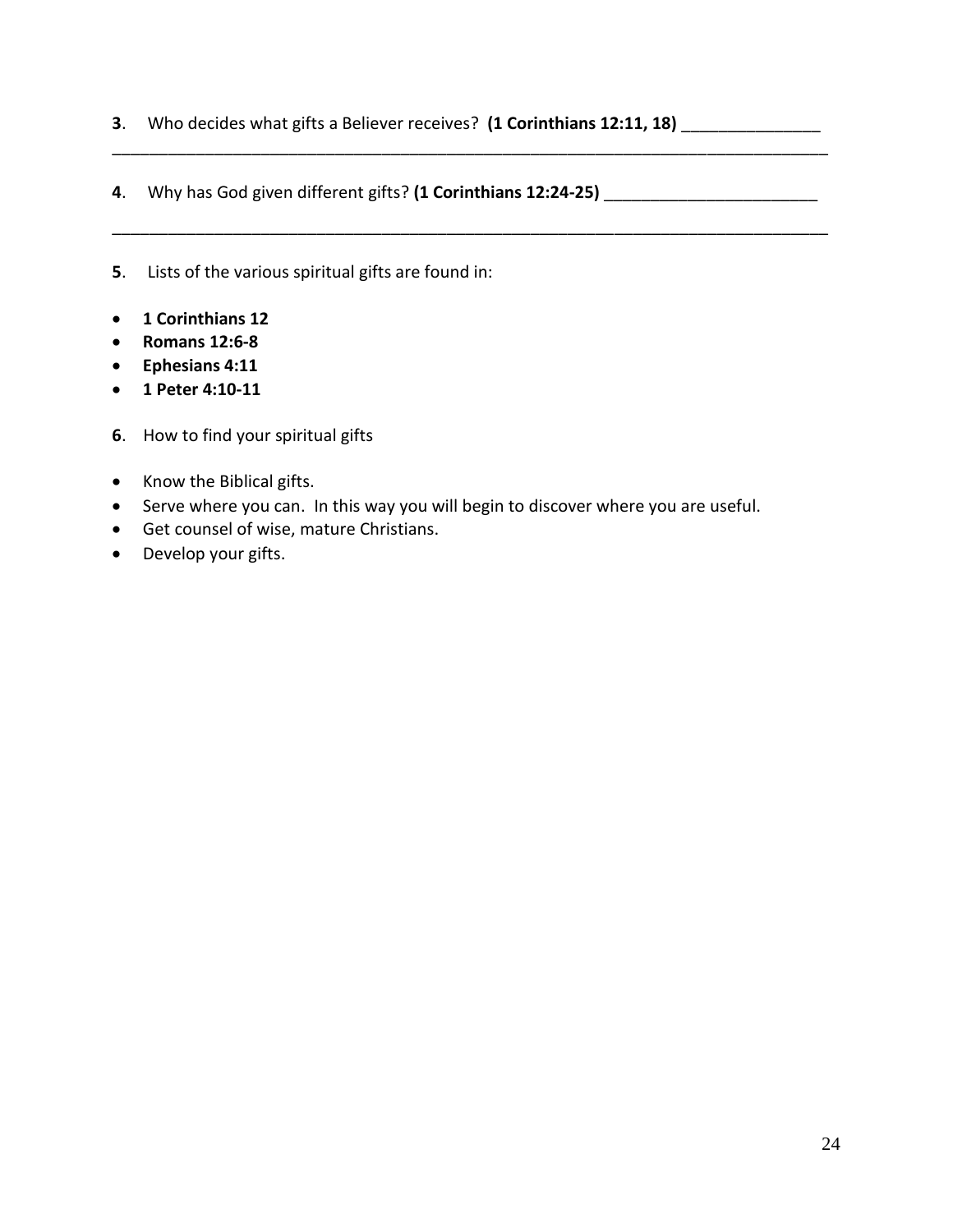**3**. Who decides what gifts a Believer receives? **(1 Corinthians 12:11, 18)** _______________
________________________________________________________________________________

**4**. Why has God given different gifts? **(1 Corinthians 12:24-25)** _______________________
________________________________________________________________________________

**5**. Lists of the various spiritual gifts are found in:

- **1 Corinthians 12**
- **Romans 12:6-8**
- **Ephesians 4:11**
- **1 Peter 4:10-11**

**6**. How to find your spiritual gifts

- Know the Biblical gifts.
- Serve where you can. In this way you will begin to discover where you are useful.
- Get counsel of wise, mature Christians.
- Develop your gifts.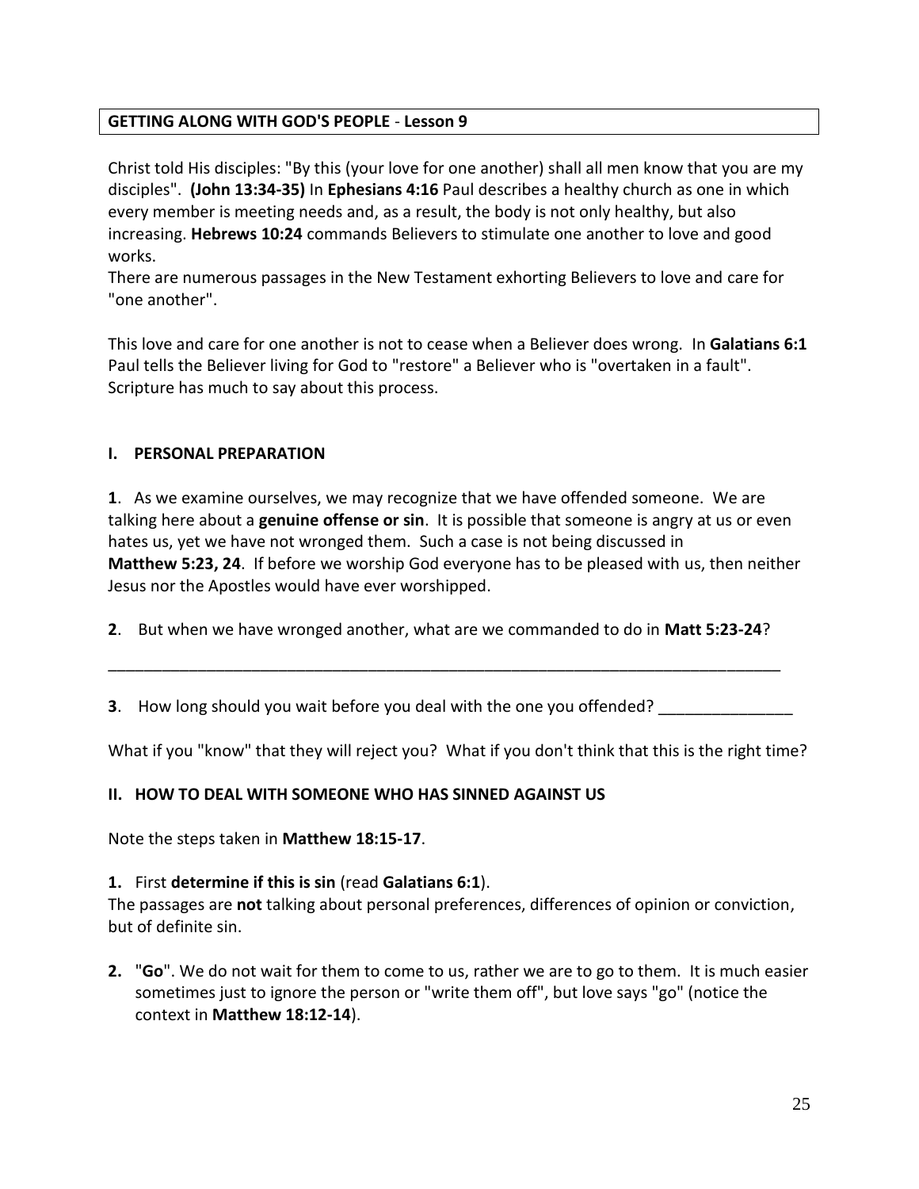**GETTING ALONG WITH GOD'S PEOPLE** - **Lesson 9**

Christ told His disciples: "By this (your love for one another) shall all men know that you are my disciples". **(John 13:34-35)** In **Ephesians 4:16** Paul describes a healthy church as one in which every member is meeting needs and, as a result, the body is not only healthy, but also increasing. **Hebrews 10:24** commands Believers to stimulate one another to love and good works.
There are numerous passages in the New Testament exhorting Believers to love and care for "one another".

This love and care for one another is not to cease when a Believer does wrong. In **Galatians 6:1** Paul tells the Believer living for God to "restore" a Believer who is "overtaken in a fault". Scripture has much to say about this process.

### I. PERSONAL PREPARATION

**1**. As we examine ourselves, we may recognize that we have offended someone. We are talking here about a **genuine offense or sin**. It is possible that someone is angry at us or even hates us, yet we have not wronged them. Such a case is not being discussed in **Matthew 5:23, 24**. If before we worship God everyone has to be pleased with us, then neither Jesus nor the Apostles would have ever worshipped.

**2**. But when we have wronged another, what are we commanded to do in **Matt 5:23-24**?

_______________________________________________________________________________

**3**. How long should you wait before you deal with the one you offended? _______________

What if you "know" that they will reject you? What if you don't think that this is the right time?

### II. HOW TO DEAL WITH SOMEONE WHO HAS SINNED AGAINST US

Note the steps taken in **Matthew 18:15-17**.

**1.** First **determine if this is sin** (read **Galatians 6:1**).
The passages are **not** talking about personal preferences, differences of opinion or conviction, but of definite sin.

**2.** "**Go**". We do not wait for them to come to us, rather we are to go to them. It is much easier sometimes just to ignore the person or "write them off", but love says "go" (notice the context in **Matthew 18:12-14**).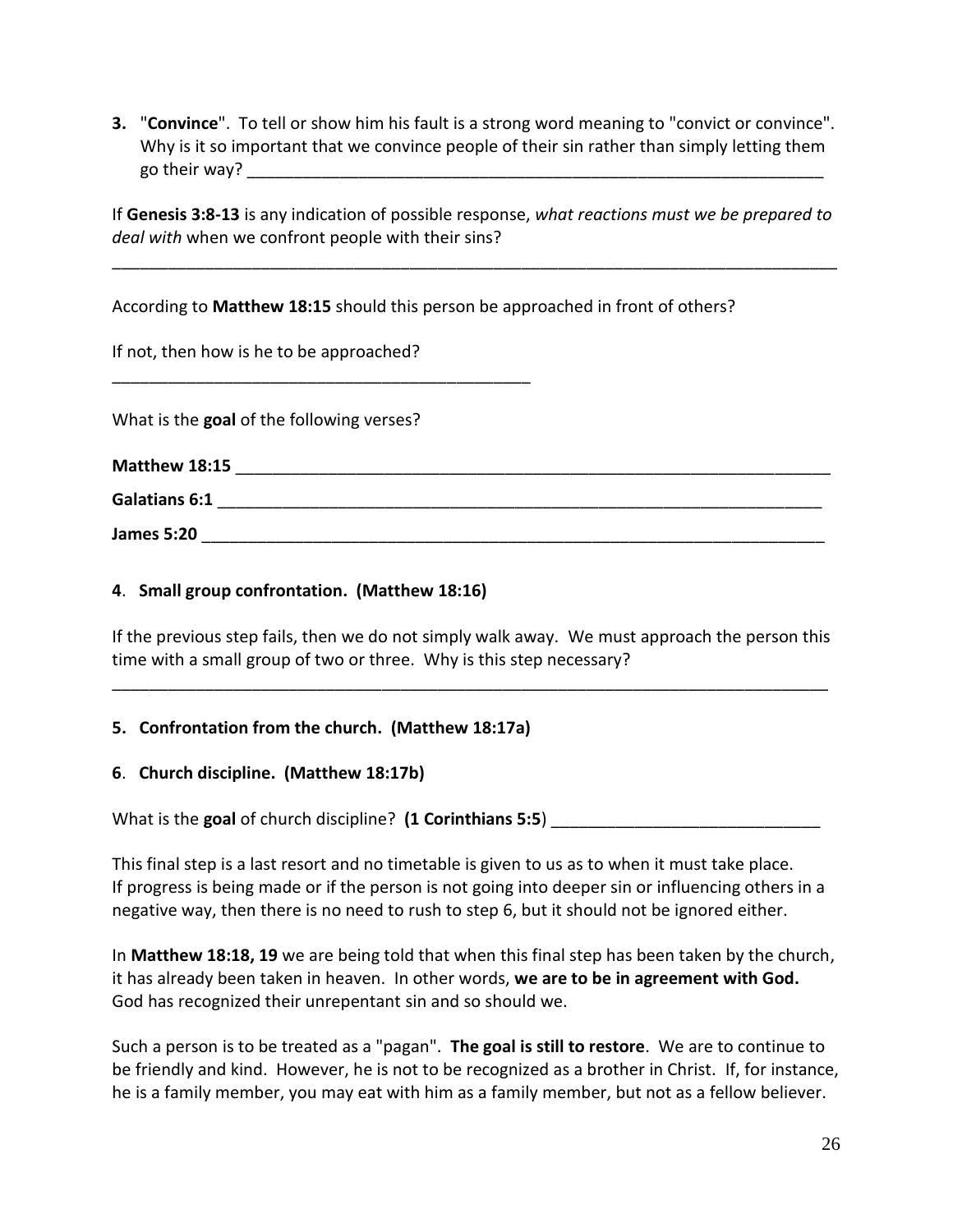**3.** "**Convince**". To tell or show him his fault is a strong word meaning to "convict or convince". Why is it so important that we convince people of their sin rather than simply letting them go their way? ________________________________________________________________

If **Genesis 3:8-13** is any indication of possible response, *what reactions must we be prepared to deal with* when we confront people with their sins?

_______________________________________________________________________________

According to **Matthew 18:15** should this person be approached in front of others?

If not, then how is he to be approached?

_______________________________________________

What is the **goal** of the following verses?

**Matthew 18:15** ____________________________________________________________________

**Galatians 6:1** ____________________________________________________________________

**James 5:20** ______________________________________________________________________

**4**. **Small group confrontation. (Matthew 18:16)**

If the previous step fails, then we do not simply walk away. We must approach the person this time with a small group of two or three. Why is this step necessary?

_______________________________________________________________________________

**5. Confrontation from the church. (Matthew 18:17a)**

**6**. **Church discipline. (Matthew 18:17b)**

What is the **goal** of church discipline? **(1 Corinthians 5:5**) _____________________________

This final step is a last resort and no timetable is given to us as to when it must take place. If progress is being made or if the person is not going into deeper sin or influencing others in a negative way, then there is no need to rush to step 6, but it should not be ignored either.

In **Matthew 18:18, 19** we are being told that when this final step has been taken by the church, it has already been taken in heaven. In other words, **we are to be in agreement with God.** God has recognized their unrepentant sin and so should we.

Such a person is to be treated as a "pagan". **The goal is still to restore**. We are to continue to be friendly and kind. However, he is not to be recognized as a brother in Christ. If, for instance, he is a family member, you may eat with him as a family member, but not as a fellow believer.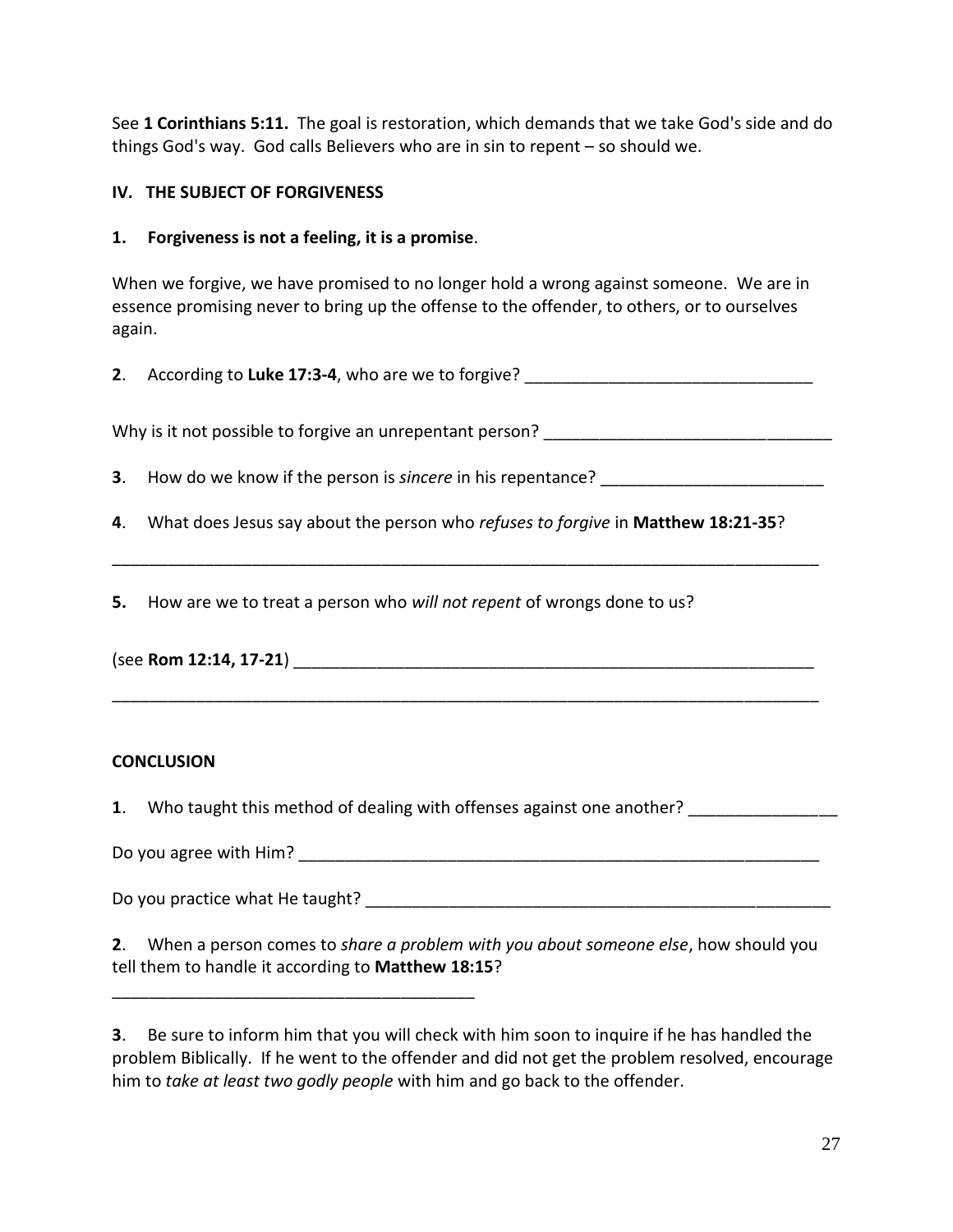See **1 Corinthians 5:11.** The goal is restoration, which demands that we take God's side and do things God's way. God calls Believers who are in sin to repent – so should we.

## IV. THE SUBJECT OF FORGIVENESS

**1. Forgiveness is not a feeling, it is a promise**.

When we forgive, we have promised to no longer hold a wrong against someone. We are in essence promising never to bring up the offense to the offender, to others, or to ourselves again.

**2**. According to **Luke 17:3-4**, who are we to forgive? _______________________________

Why is it not possible to forgive an unrepentant person? _______________________________

**3**. How do we know if the person is *sincere* in his repentance? ________________________

**4**. What does Jesus say about the person who *refuses to forgive* in **Matthew 18:21-35**?

_____________________________________________________________________________

**5.** How are we to treat a person who *will not repent* of wrongs done to us?

(see **Rom 12:14, 17-21**) ___________________________________________________________

_____________________________________________________________________________

## CONCLUSION

**1**. Who taught this method of dealing with offenses against one another? ________________

Do you agree with Him? __________________________________________________________

Do you practice what He taught? ___________________________________________________

**2**. When a person comes to *share a problem with you about someone else*, how should you tell them to handle it according to **Matthew 18:15**?

_______________________________________

**3**. Be sure to inform him that you will check with him soon to inquire if he has handled the problem Biblically. If he went to the offender and did not get the problem resolved, encourage him to *take at least two godly people* with him and go back to the offender.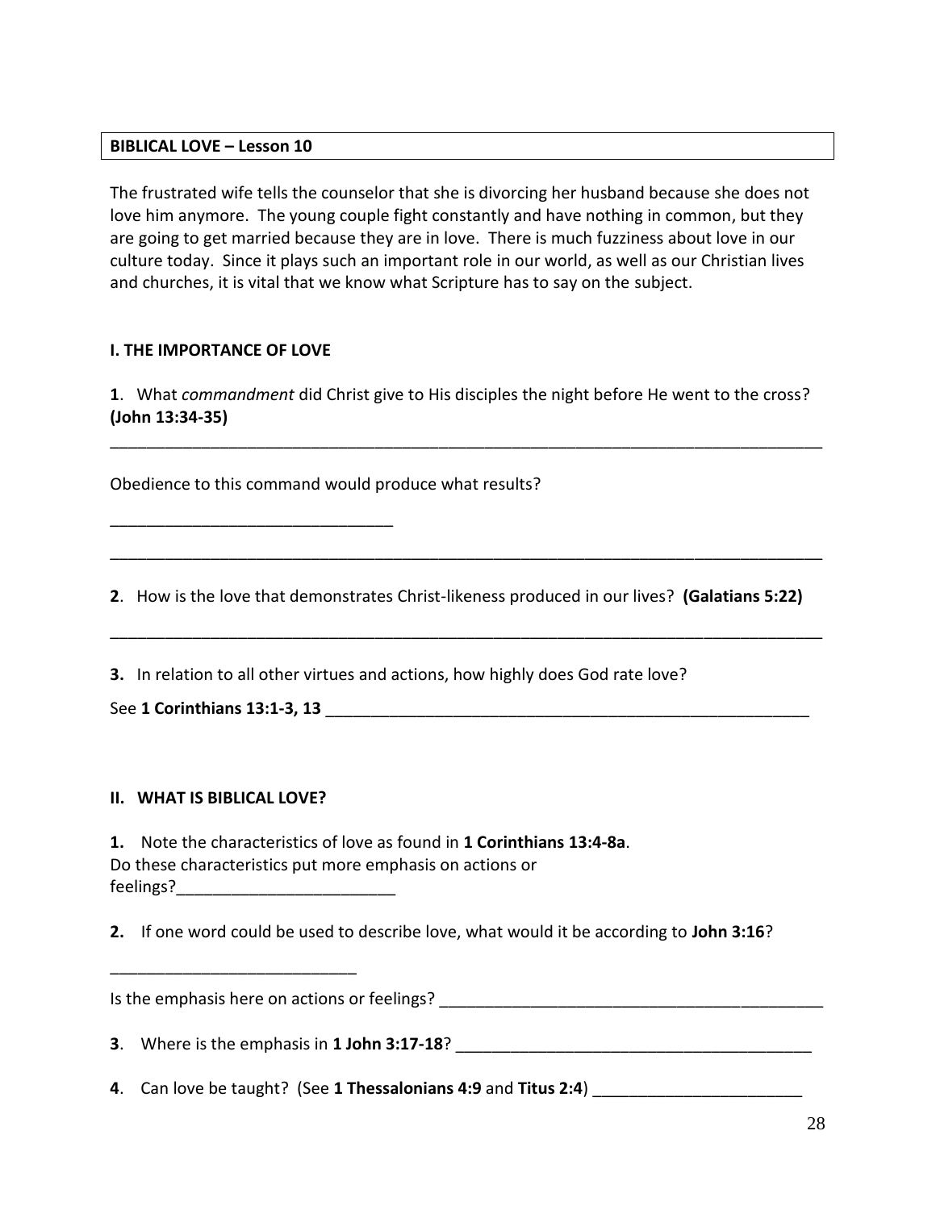**BIBLICAL LOVE – Lesson 10**

The frustrated wife tells the counselor that she is divorcing her husband because she does not love him anymore. The young couple fight constantly and have nothing in common, but they are going to get married because they are in love. There is much fuzziness about love in our culture today. Since it plays such an important role in our world, as well as our Christian lives and churches, it is vital that we know what Scripture has to say on the subject.

### I. THE IMPORTANCE OF LOVE

**1**. What *commandment* did Christ give to His disciples the night before He went to the cross? **(John 13:34-35)**

_______________________________________________________________________________

Obedience to this command would produce what results?

_______________________________

_______________________________________________________________________________

**2**. How is the love that demonstrates Christ-likeness produced in our lives? **(Galatians 5:22)**

_______________________________________________________________________________

**3.** In relation to all other virtues and actions, how highly does God rate love?

See **1 Corinthians 13:1-3, 13** ________________________________________________________

### II. WHAT IS BIBLICAL LOVE?

**1.** Note the characteristics of love as found in **1 Corinthians 13:4-8a**.
Do these characteristics put more emphasis on actions or feelings?________________________

**2.** If one word could be used to describe love, what would it be according to **John 3:16**?

___________________________

Is the emphasis here on actions or feelings? ___________________________________________

**3**. Where is the emphasis in **1 John 3:17-18**? ________________________________________

**4**. Can love be taught? (See **1 Thessalonians 4:9** and **Titus 2:4**) _______________________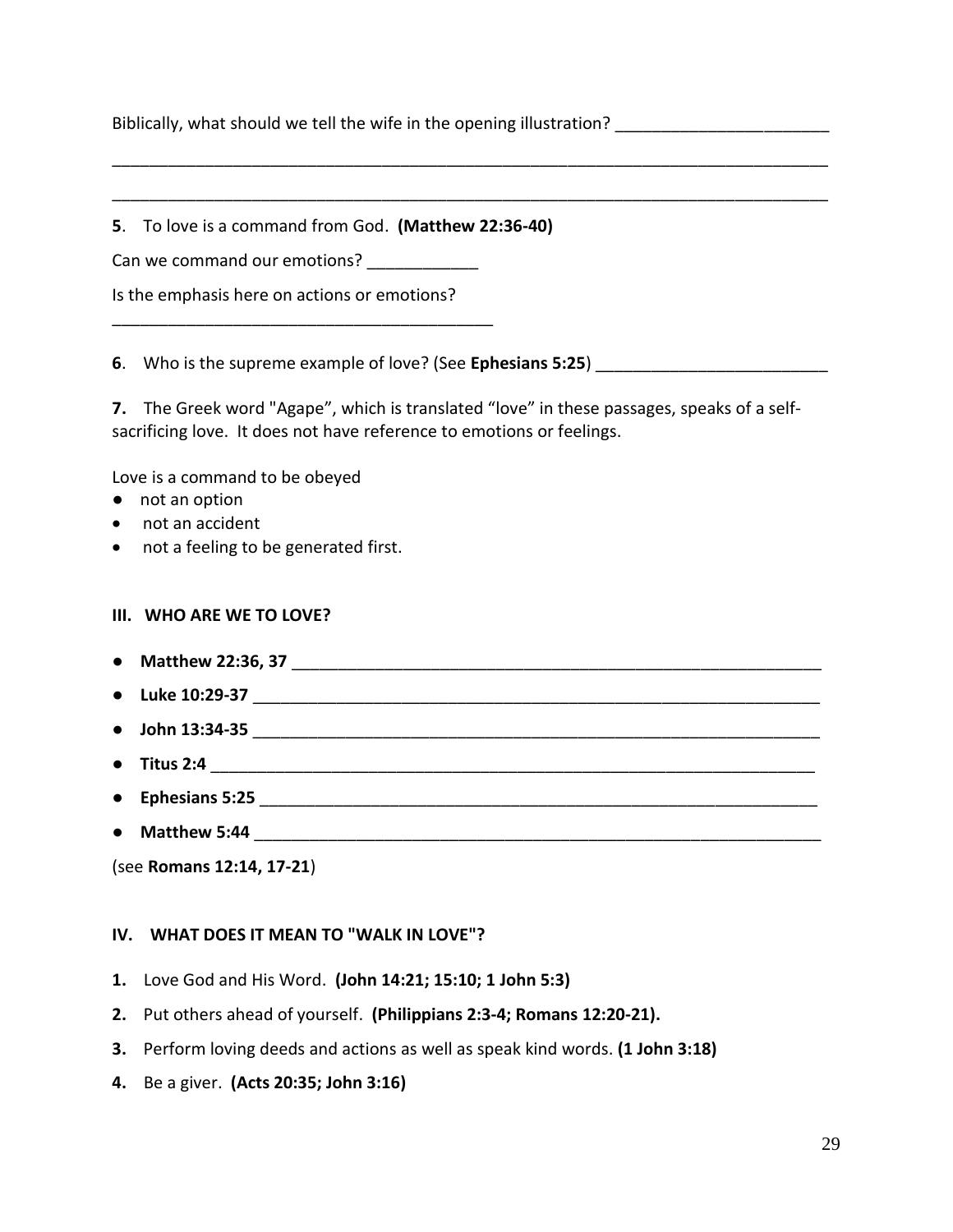Biblically, what should we tell the wife in the opening illustration? _______________________

_______________________________________________________________________________

_______________________________________________________________________________

**5**. To love is a command from God. **(Matthew 22:36-40)**

Can we command our emotions? ____________

Is the emphasis here on actions or emotions?

__________________________________________

**6**. Who is the supreme example of love? (See **Ephesians 5:25**) _________________________

**7.** The Greek word "Agape", which is translated "love" in these passages, speaks of a self-sacrificing love. It does not have reference to emotions or feelings.

Love is a command to be obeyed

- not an option
- not an accident
- not a feeling to be generated first.

### III. WHO ARE WE TO LOVE?

- **Matthew 22:36, 37** ____________________________________________________________
- **Luke 10:29-37** ________________________________________________________________
- **John 13:34-35** ________________________________________________________________
- **Titus 2:4** ____________________________________________________________________
- **Ephesians 5:25** _______________________________________________________________
- **Matthew 5:44** ________________________________________________________________

(see **Romans 12:14, 17-21**)

### IV. WHAT DOES IT MEAN TO "WALK IN LOVE"?

**1.** Love God and His Word. **(John 14:21; 15:10; 1 John 5:3)**

**2.** Put others ahead of yourself. **(Philippians 2:3-4; Romans 12:20-21).**

**3.** Perform loving deeds and actions as well as speak kind words. **(1 John 3:18)**

**4.** Be a giver. **(Acts 20:35; John 3:16)**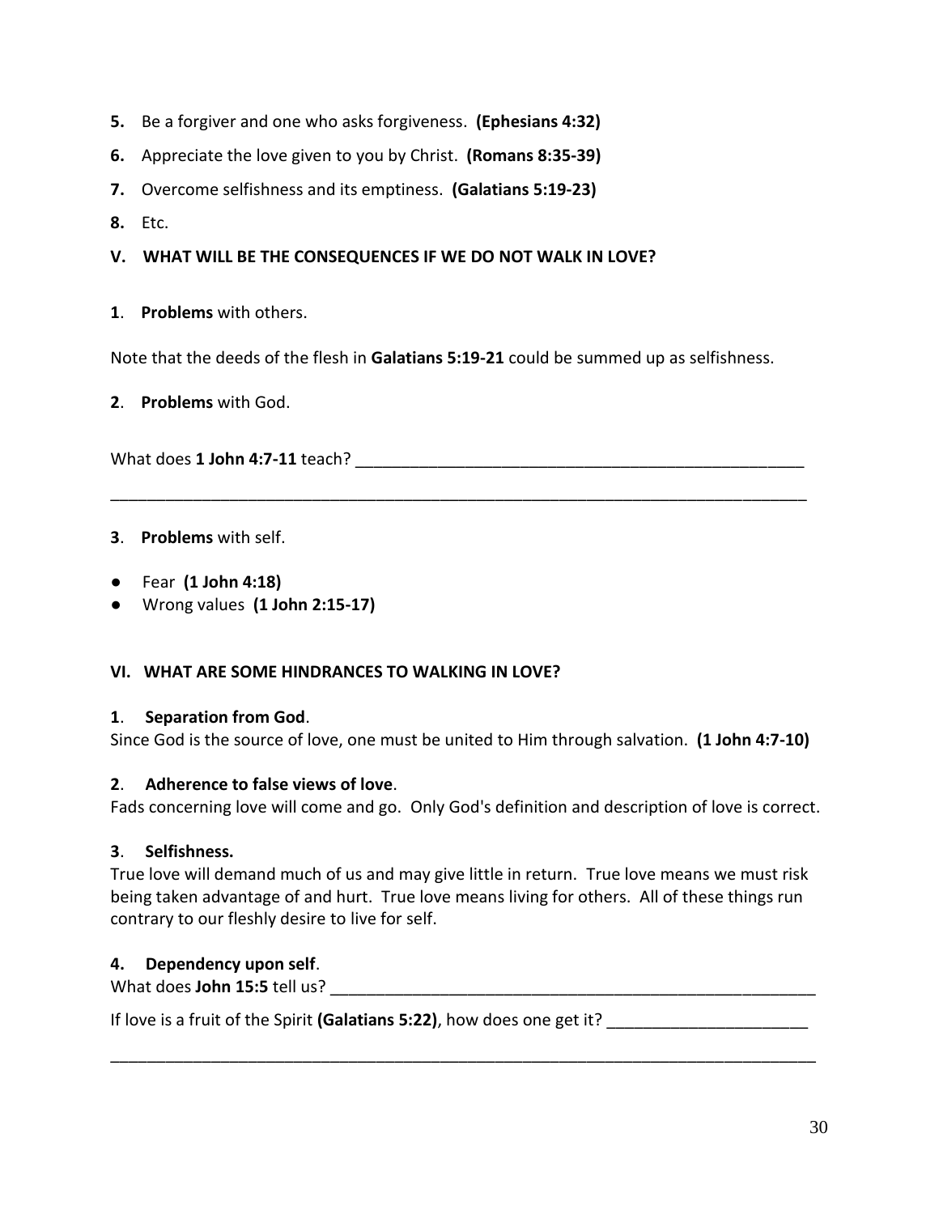**5.** Be a forgiver and one who asks forgiveness. **(Ephesians 4:32)**

**6.** Appreciate the love given to you by Christ. **(Romans 8:35-39)**

**7.** Overcome selfishness and its emptiness. **(Galatians 5:19-23)**

**8.** Etc.

### V. WHAT WILL BE THE CONSEQUENCES IF WE DO NOT WALK IN LOVE?

**1**. **Problems** with others.

Note that the deeds of the flesh in **Galatians 5:19-21** could be summed up as selfishness.

**2**. **Problems** with God.

What does **1 John 4:7-11** teach? ____________________________________________________

______________________________________________________________________________

**3**. **Problems** with self.

- Fear **(1 John 4:18)**
- Wrong values **(1 John 2:15-17)**

### VI. WHAT ARE SOME HINDRANCES TO WALKING IN LOVE?

**1**. **Separation from God**.
Since God is the source of love, one must be united to Him through salvation. **(1 John 4:7-10)**

**2**. **Adherence to false views of love**.
Fads concerning love will come and go. Only God's definition and description of love is correct.

**3**. **Selfishness.**
True love will demand much of us and may give little in return. True love means we must risk being taken advantage of and hurt. True love means living for others. All of these things run contrary to our fleshly desire to live for self.

**4. Dependency upon self**.
What does **John 15:5** tell us? ________________________________________________________

If love is a fruit of the Spirit **(Galatians 5:22)**, how does one get it? _____________________

______________________________________________________________________________